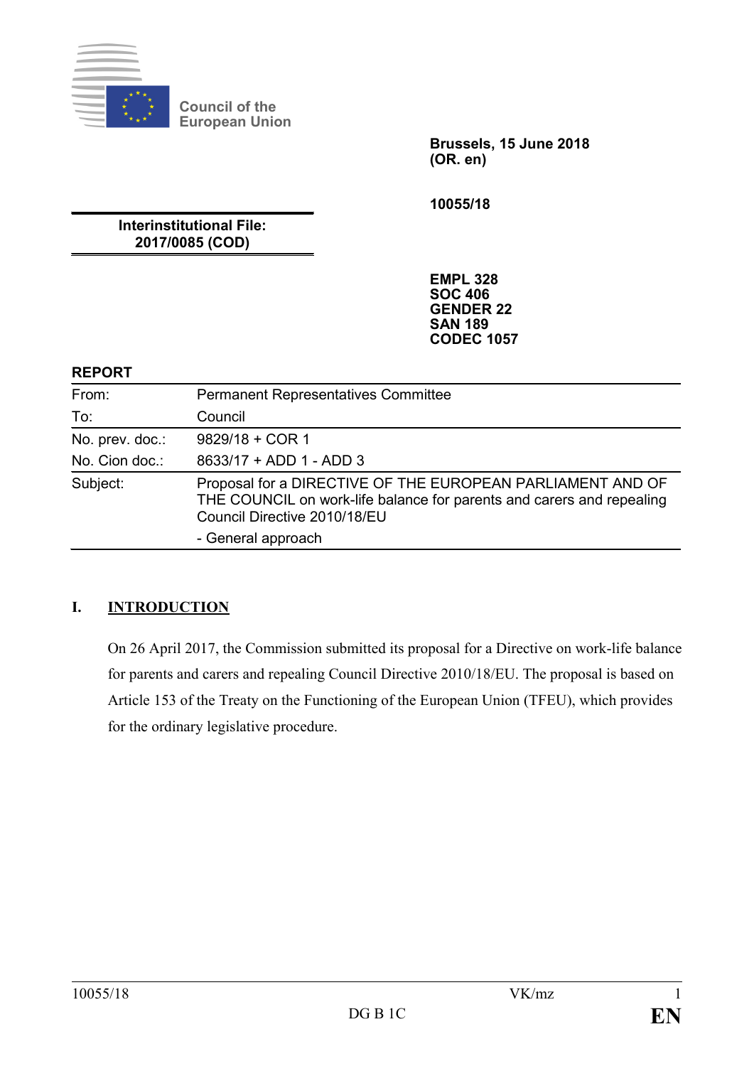Council of the European Union

**Brussels, 15 June 2018**
**(OR. en)**

**10055/18**

**Interinstitutional File:**
**2017/0085 (COD)**

**EMPL 328**
**SOC 406**
**GENDER 22**
**SAN 189**
**CODEC 1057**

**REPORT**

| | |
|---|---|
| From: | Permanent Representatives Committee |
| To: | Council |
| No. prev. doc.: | 9829/18 + COR 1 |
| No. Cion doc.: | 8633/17 + ADD 1 - ADD 3 |
| Subject: | Proposal for a DIRECTIVE OF THE EUROPEAN PARLIAMENT AND OF THE COUNCIL on work-life balance for parents and carers and repealing Council Directive 2010/18/EU<br>- General approach |

## I. INTRODUCTION

On 26 April 2017, the Commission submitted its proposal for a Directive on work-life balance for parents and carers and repealing Council Directive 2010/18/EU. The proposal is based on Article 153 of the Treaty on the Functioning of the European Union (TFEU), which provides for the ordinary legislative procedure.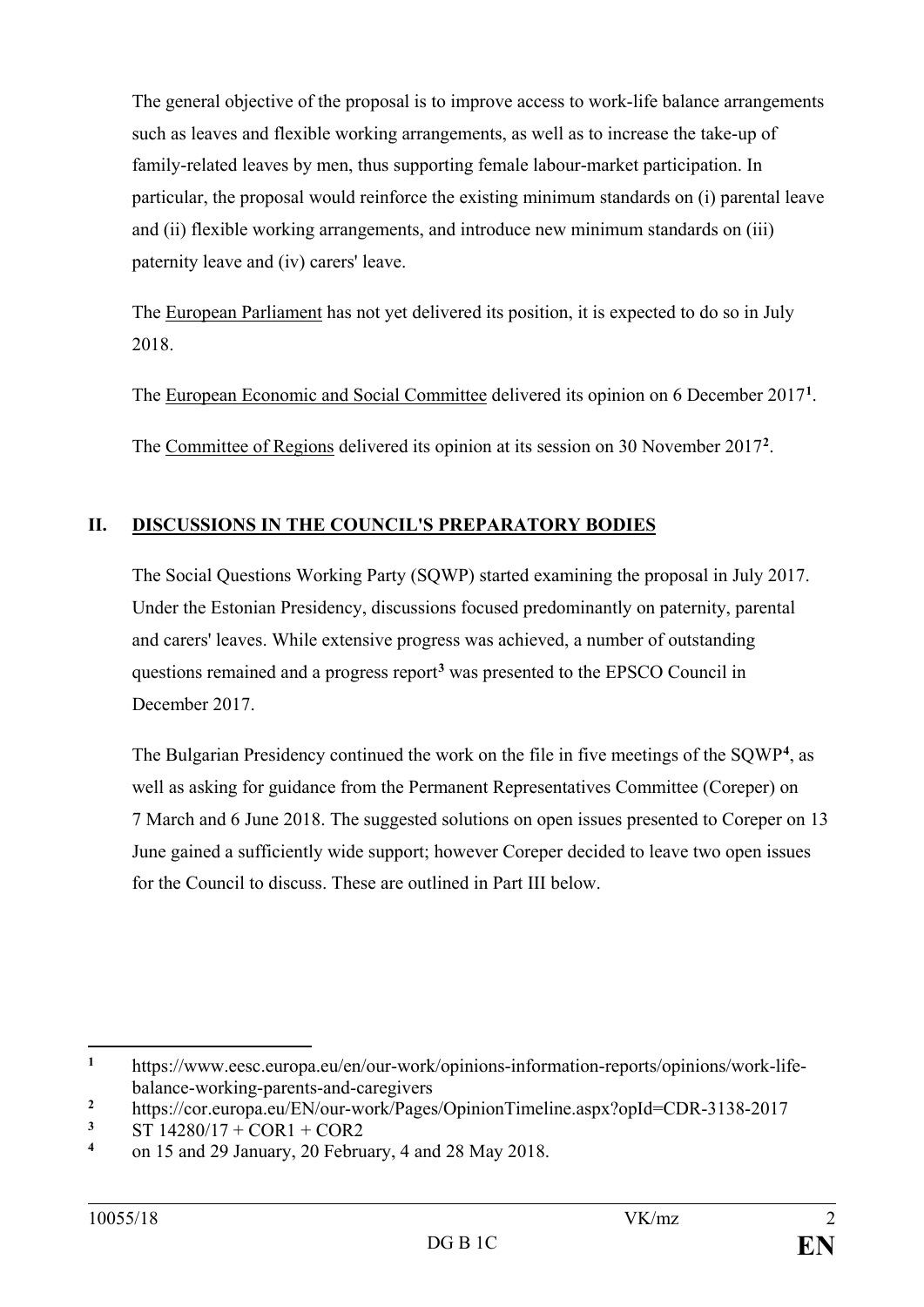The general objective of the proposal is to improve access to work-life balance arrangements such as leaves and flexible working arrangements, as well as to increase the take-up of family-related leaves by men, thus supporting female labour-market participation. In particular, the proposal would reinforce the existing minimum standards on (i) parental leave and (ii) flexible working arrangements, and introduce new minimum standards on (iii) paternity leave and (iv) carers' leave.

The European Parliament has not yet delivered its position, it is expected to do so in July 2018.

The European Economic and Social Committee delivered its opinion on 6 December 2017[1].

The Committee of Regions delivered its opinion at its session on 30 November 2017[2].

## II. DISCUSSIONS IN THE COUNCIL'S PREPARATORY BODIES

The Social Questions Working Party (SQWP) started examining the proposal in July 2017. Under the Estonian Presidency, discussions focused predominantly on paternity, parental and carers' leaves. While extensive progress was achieved, a number of outstanding questions remained and a progress report[3] was presented to the EPSCO Council in December 2017.

The Bulgarian Presidency continued the work on the file in five meetings of the SQWP[4], as well as asking for guidance from the Permanent Representatives Committee (Coreper) on 7 March and 6 June 2018. The suggested solutions on open issues presented to Coreper on 13 June gained a sufficiently wide support; however Coreper decided to leave two open issues for the Council to discuss. These are outlined in Part III below.

---

[1] https://www.eesc.europa.eu/en/our-work/opinions-information-reports/opinions/work-life-balance-working-parents-and-caregivers

[2] https://cor.europa.eu/EN/our-work/Pages/OpinionTimeline.aspx?opId=CDR-3138-2017

[3] ST 14280/17 + COR1 + COR2

[4] on 15 and 29 January, 20 February, 4 and 28 May 2018.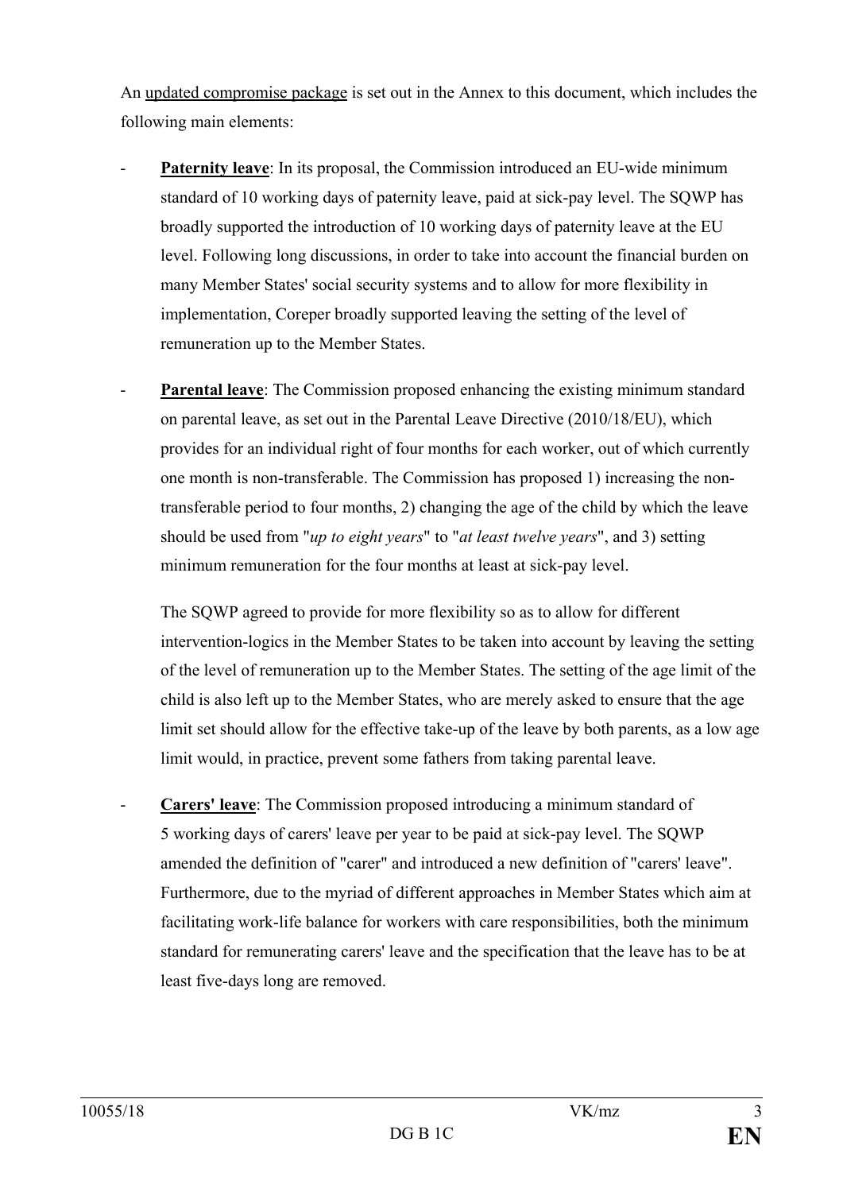An updated compromise package is set out in the Annex to this document, which includes the following main elements:

- **Paternity leave**: In its proposal, the Commission introduced an EU-wide minimum standard of 10 working days of paternity leave, paid at sick-pay level. The SQWP has broadly supported the introduction of 10 working days of paternity leave at the EU level. Following long discussions, in order to take into account the financial burden on many Member States' social security systems and to allow for more flexibility in implementation, Coreper broadly supported leaving the setting of the level of remuneration up to the Member States.

- **Parental leave**: The Commission proposed enhancing the existing minimum standard on parental leave, as set out in the Parental Leave Directive (2010/18/EU), which provides for an individual right of four months for each worker, out of which currently one month is non-transferable. The Commission has proposed 1) increasing the non-transferable period to four months, 2) changing the age of the child by which the leave should be used from "*up to eight years*" to "*at least twelve years*", and 3) setting minimum remuneration for the four months at least at sick-pay level.

  The SQWP agreed to provide for more flexibility so as to allow for different intervention-logics in the Member States to be taken into account by leaving the setting of the level of remuneration up to the Member States. The setting of the age limit of the child is also left up to the Member States, who are merely asked to ensure that the age limit set should allow for the effective take-up of the leave by both parents, as a low age limit would, in practice, prevent some fathers from taking parental leave.

- **Carers' leave**: The Commission proposed introducing a minimum standard of 5 working days of carers' leave per year to be paid at sick-pay level. The SQWP amended the definition of "carer" and introduced a new definition of "carers' leave". Furthermore, due to the myriad of different approaches in Member States which aim at facilitating work-life balance for workers with care responsibilities, both the minimum standard for remunerating carers' leave and the specification that the leave has to be at least five-days long are removed.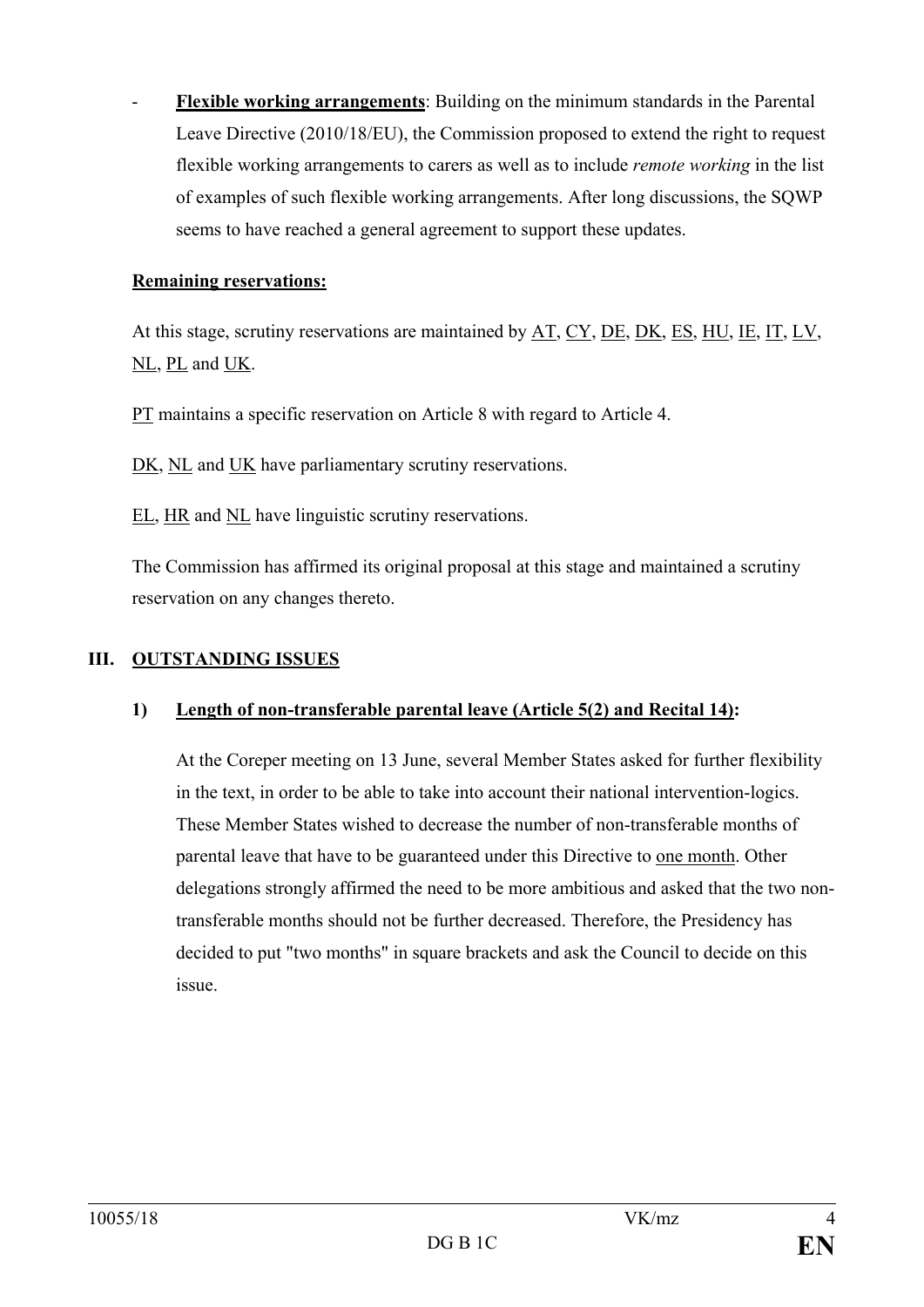- **Flexible working arrangements**: Building on the minimum standards in the Parental Leave Directive (2010/18/EU), the Commission proposed to extend the right to request flexible working arrangements to carers as well as to include *remote working* in the list of examples of such flexible working arrangements. After long discussions, the SQWP seems to have reached a general agreement to support these updates.

**Remaining reservations:**

At this stage, scrutiny reservations are maintained by AT, CY, DE, DK, ES, HU, IE, IT, LV, NL, PL and UK.

PT maintains a specific reservation on Article 8 with regard to Article 4.

DK, NL and UK have parliamentary scrutiny reservations.

EL, HR and NL have linguistic scrutiny reservations.

The Commission has affirmed its original proposal at this stage and maintained a scrutiny reservation on any changes thereto.

## III. OUTSTANDING ISSUES

### 1) Length of non-transferable parental leave (Article 5(2) and Recital 14):

At the Coreper meeting on 13 June, several Member States asked for further flexibility in the text, in order to be able to take into account their national intervention-logics. These Member States wished to decrease the number of non-transferable months of parental leave that have to be guaranteed under this Directive to one month. Other delegations strongly affirmed the need to be more ambitious and asked that the two non-transferable months should not be further decreased. Therefore, the Presidency has decided to put "two months" in square brackets and ask the Council to decide on this issue.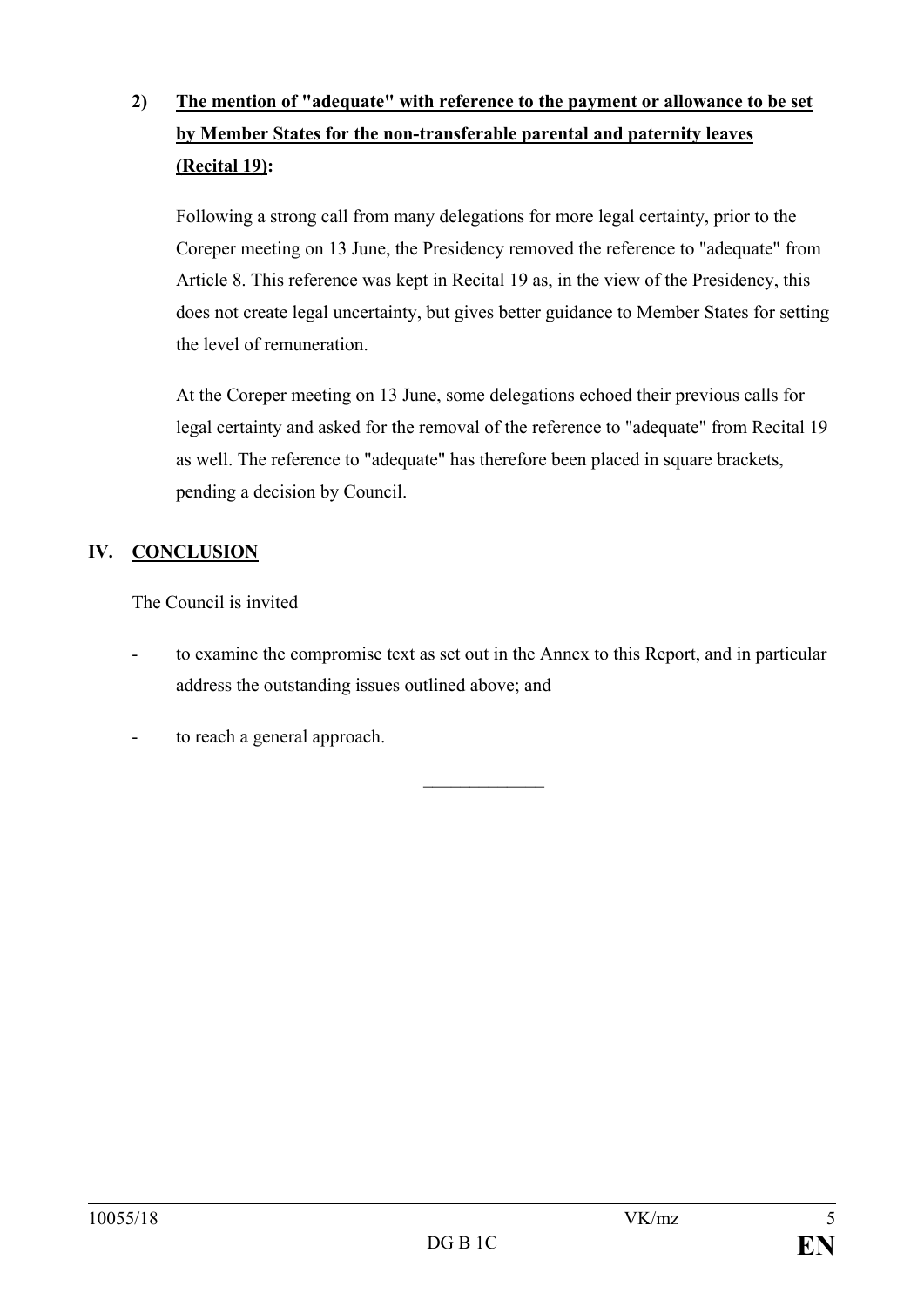**2) The mention of "adequate" with reference to the payment or allowance to be set by Member States for the non-transferable parental and paternity leaves (Recital 19):**

Following a strong call from many delegations for more legal certainty, prior to the Coreper meeting on 13 June, the Presidency removed the reference to "adequate" from Article 8. This reference was kept in Recital 19 as, in the view of the Presidency, this does not create legal uncertainty, but gives better guidance to Member States for setting the level of remuneration.

At the Coreper meeting on 13 June, some delegations echoed their previous calls for legal certainty and asked for the removal of the reference to "adequate" from Recital 19 as well. The reference to "adequate" has therefore been placed in square brackets, pending a decision by Council.

## IV. CONCLUSION

The Council is invited

- to examine the compromise text as set out in the Annex to this Report, and in particular address the outstanding issues outlined above; and
- to reach a general approach.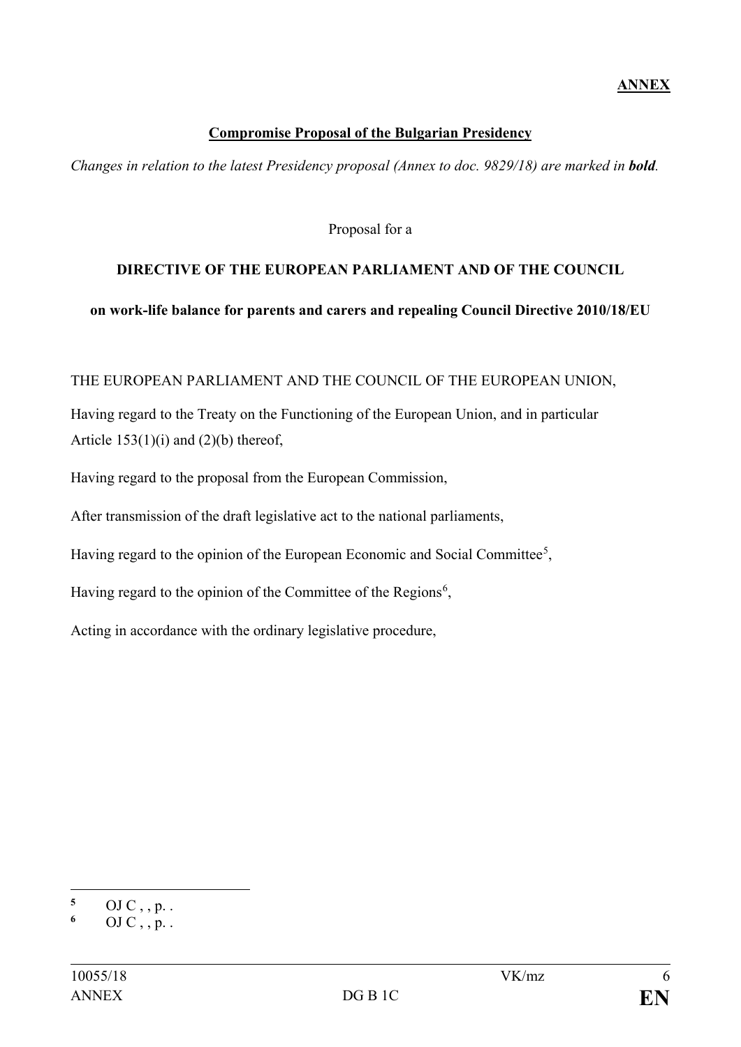**ANNEX**

**Compromise Proposal of the Bulgarian Presidency**

*Changes in relation to the latest Presidency proposal (Annex to doc. 9829/18) are marked in **bold**.*

Proposal for a

**DIRECTIVE OF THE EUROPEAN PARLIAMENT AND OF THE COUNCIL**

**on work-life balance for parents and carers and repealing Council Directive 2010/18/EU**

THE EUROPEAN PARLIAMENT AND THE COUNCIL OF THE EUROPEAN UNION,

Having regard to the Treaty on the Functioning of the European Union, and in particular Article 153(1)(i) and (2)(b) thereof,

Having regard to the proposal from the European Commission,

After transmission of the draft legislative act to the national parliaments,

Having regard to the opinion of the European Economic and Social Committee[5],

Having regard to the opinion of the Committee of the Regions[6],

Acting in accordance with the ordinary legislative procedure,

---

[5] OJ C , , p. .

[6] OJ C , , p. .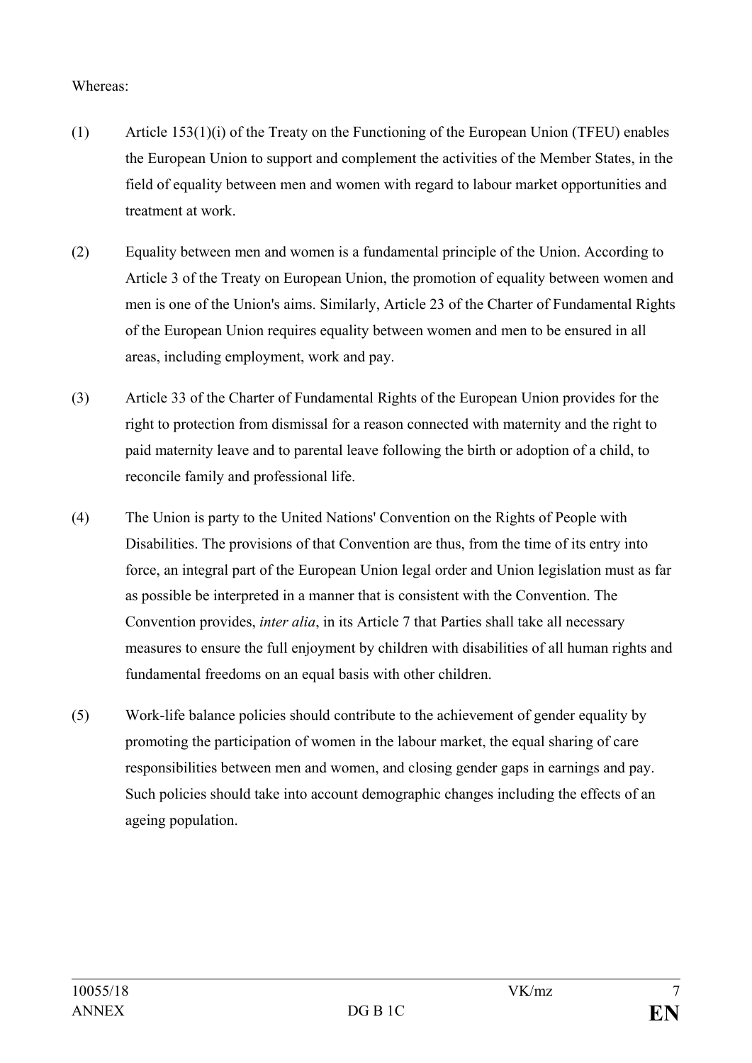Whereas:

(1) Article 153(1)(i) of the Treaty on the Functioning of the European Union (TFEU) enables the European Union to support and complement the activities of the Member States, in the field of equality between men and women with regard to labour market opportunities and treatment at work.

(2) Equality between men and women is a fundamental principle of the Union. According to Article 3 of the Treaty on European Union, the promotion of equality between women and men is one of the Union's aims. Similarly, Article 23 of the Charter of Fundamental Rights of the European Union requires equality between women and men to be ensured in all areas, including employment, work and pay.

(3) Article 33 of the Charter of Fundamental Rights of the European Union provides for the right to protection from dismissal for a reason connected with maternity and the right to paid maternity leave and to parental leave following the birth or adoption of a child, to reconcile family and professional life.

(4) The Union is party to the United Nations' Convention on the Rights of People with Disabilities. The provisions of that Convention are thus, from the time of its entry into force, an integral part of the European Union legal order and Union legislation must as far as possible be interpreted in a manner that is consistent with the Convention. The Convention provides, *inter alia*, in its Article 7 that Parties shall take all necessary measures to ensure the full enjoyment by children with disabilities of all human rights and fundamental freedoms on an equal basis with other children.

(5) Work-life balance policies should contribute to the achievement of gender equality by promoting the participation of women in the labour market, the equal sharing of care responsibilities between men and women, and closing gender gaps in earnings and pay. Such policies should take into account demographic changes including the effects of an ageing population.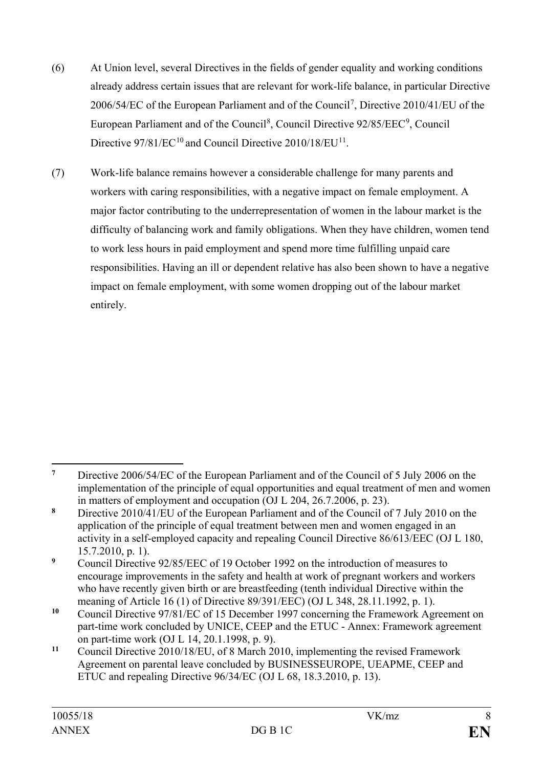(6) At Union level, several Directives in the fields of gender equality and working conditions already address certain issues that are relevant for work-life balance, in particular Directive 2006/54/EC of the European Parliament and of the Council[7], Directive 2010/41/EU of the European Parliament and of the Council[8], Council Directive 92/85/EEC[9], Council Directive 97/81/EC[10] and Council Directive 2010/18/EU[11].

(7) Work-life balance remains however a considerable challenge for many parents and workers with caring responsibilities, with a negative impact on female employment. A major factor contributing to the underrepresentation of women in the labour market is the difficulty of balancing work and family obligations. When they have children, women tend to work less hours in paid employment and spend more time fulfilling unpaid care responsibilities. Having an ill or dependent relative has also been shown to have a negative impact on female employment, with some women dropping out of the labour market entirely.

---

[7] Directive 2006/54/EC of the European Parliament and of the Council of 5 July 2006 on the implementation of the principle of equal opportunities and equal treatment of men and women in matters of employment and occupation (OJ L 204, 26.7.2006, p. 23).

[8] Directive 2010/41/EU of the European Parliament and of the Council of 7 July 2010 on the application of the principle of equal treatment between men and women engaged in an activity in a self-employed capacity and repealing Council Directive 86/613/EEC (OJ L 180, 15.7.2010, p. 1).

[9] Council Directive 92/85/EEC of 19 October 1992 on the introduction of measures to encourage improvements in the safety and health at work of pregnant workers and workers who have recently given birth or are breastfeeding (tenth individual Directive within the meaning of Article 16 (1) of Directive 89/391/EEC) (OJ L 348, 28.11.1992, p. 1).

[10] Council Directive 97/81/EC of 15 December 1997 concerning the Framework Agreement on part-time work concluded by UNICE, CEEP and the ETUC - Annex: Framework agreement on part-time work (OJ L 14, 20.1.1998, p. 9).

[11] Council Directive 2010/18/EU, of 8 March 2010, implementing the revised Framework Agreement on parental leave concluded by BUSINESSEUROPE, UEAPME, CEEP and ETUC and repealing Directive 96/34/EC (OJ L 68, 18.3.2010, p. 13).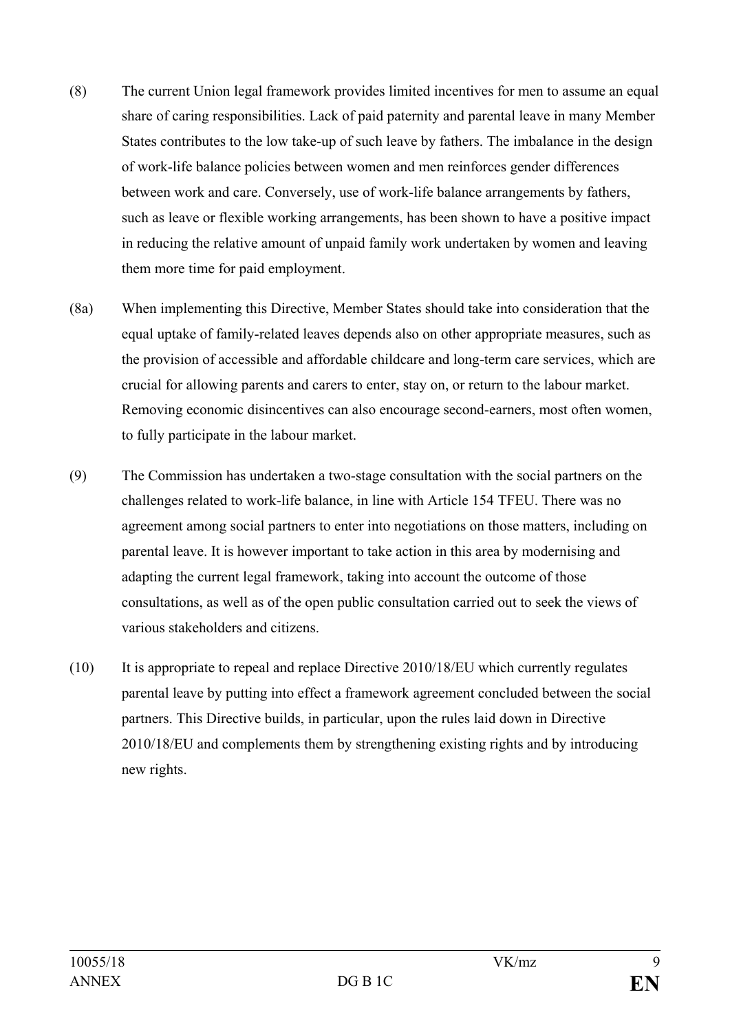(8) The current Union legal framework provides limited incentives for men to assume an equal share of caring responsibilities. Lack of paid paternity and parental leave in many Member States contributes to the low take-up of such leave by fathers. The imbalance in the design of work-life balance policies between women and men reinforces gender differences between work and care. Conversely, use of work-life balance arrangements by fathers, such as leave or flexible working arrangements, has been shown to have a positive impact in reducing the relative amount of unpaid family work undertaken by women and leaving them more time for paid employment.

(8a) When implementing this Directive, Member States should take into consideration that the equal uptake of family-related leaves depends also on other appropriate measures, such as the provision of accessible and affordable childcare and long-term care services, which are crucial for allowing parents and carers to enter, stay on, or return to the labour market. Removing economic disincentives can also encourage second-earners, most often women, to fully participate in the labour market.

(9) The Commission has undertaken a two-stage consultation with the social partners on the challenges related to work-life balance, in line with Article 154 TFEU. There was no agreement among social partners to enter into negotiations on those matters, including on parental leave. It is however important to take action in this area by modernising and adapting the current legal framework, taking into account the outcome of those consultations, as well as of the open public consultation carried out to seek the views of various stakeholders and citizens.

(10) It is appropriate to repeal and replace Directive 2010/18/EU which currently regulates parental leave by putting into effect a framework agreement concluded between the social partners. This Directive builds, in particular, upon the rules laid down in Directive 2010/18/EU and complements them by strengthening existing rights and by introducing new rights.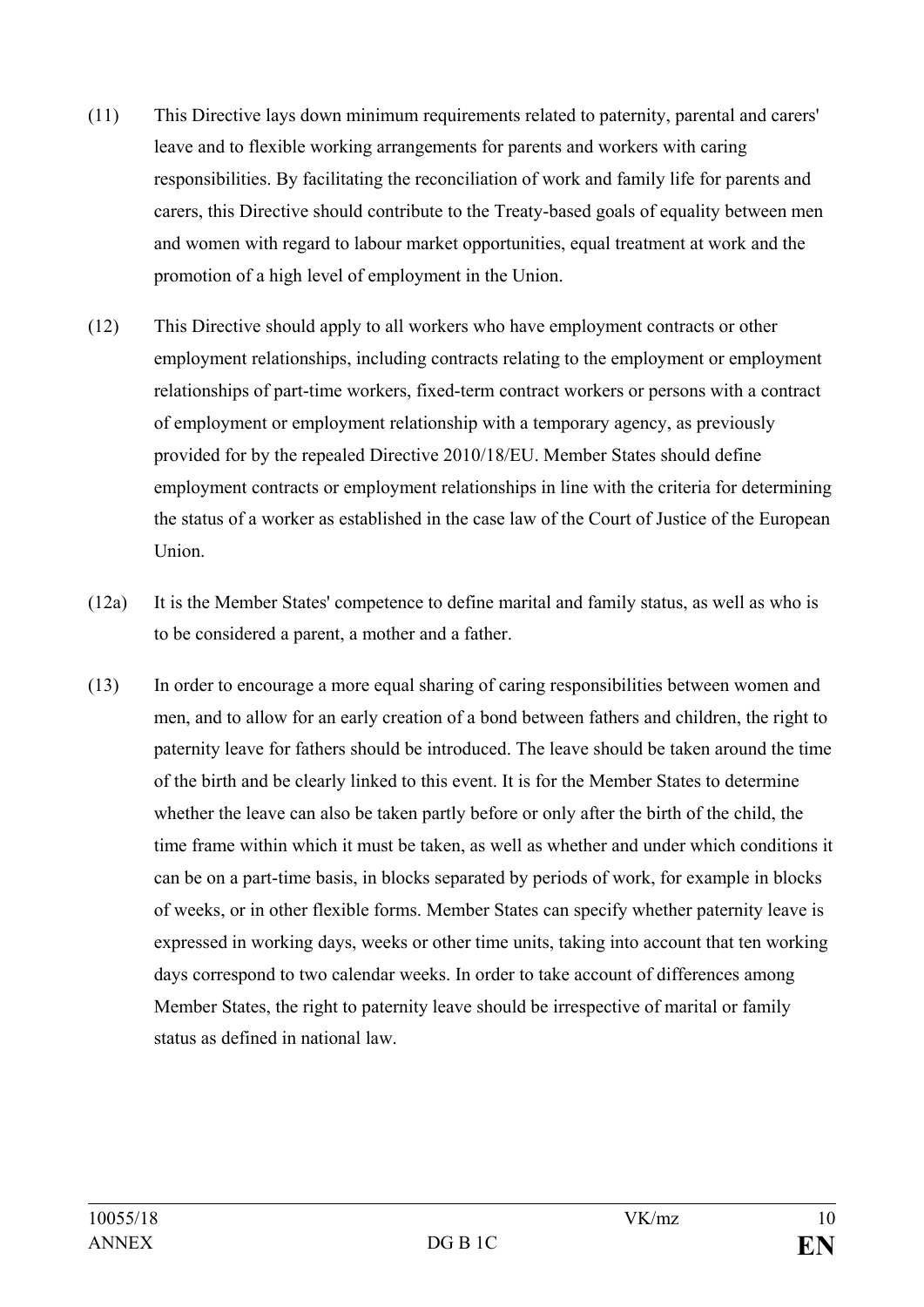(11) This Directive lays down minimum requirements related to paternity, parental and carers' leave and to flexible working arrangements for parents and workers with caring responsibilities. By facilitating the reconciliation of work and family life for parents and carers, this Directive should contribute to the Treaty-based goals of equality between men and women with regard to labour market opportunities, equal treatment at work and the promotion of a high level of employment in the Union.

(12) This Directive should apply to all workers who have employment contracts or other employment relationships, including contracts relating to the employment or employment relationships of part-time workers, fixed-term contract workers or persons with a contract of employment or employment relationship with a temporary agency, as previously provided for by the repealed Directive 2010/18/EU. Member States should define employment contracts or employment relationships in line with the criteria for determining the status of a worker as established in the case law of the Court of Justice of the European Union.

(12a) It is the Member States' competence to define marital and family status, as well as who is to be considered a parent, a mother and a father.

(13) In order to encourage a more equal sharing of caring responsibilities between women and men, and to allow for an early creation of a bond between fathers and children, the right to paternity leave for fathers should be introduced. The leave should be taken around the time of the birth and be clearly linked to this event. It is for the Member States to determine whether the leave can also be taken partly before or only after the birth of the child, the time frame within which it must be taken, as well as whether and under which conditions it can be on a part-time basis, in blocks separated by periods of work, for example in blocks of weeks, or in other flexible forms. Member States can specify whether paternity leave is expressed in working days, weeks or other time units, taking into account that ten working days correspond to two calendar weeks. In order to take account of differences among Member States, the right to paternity leave should be irrespective of marital or family status as defined in national law.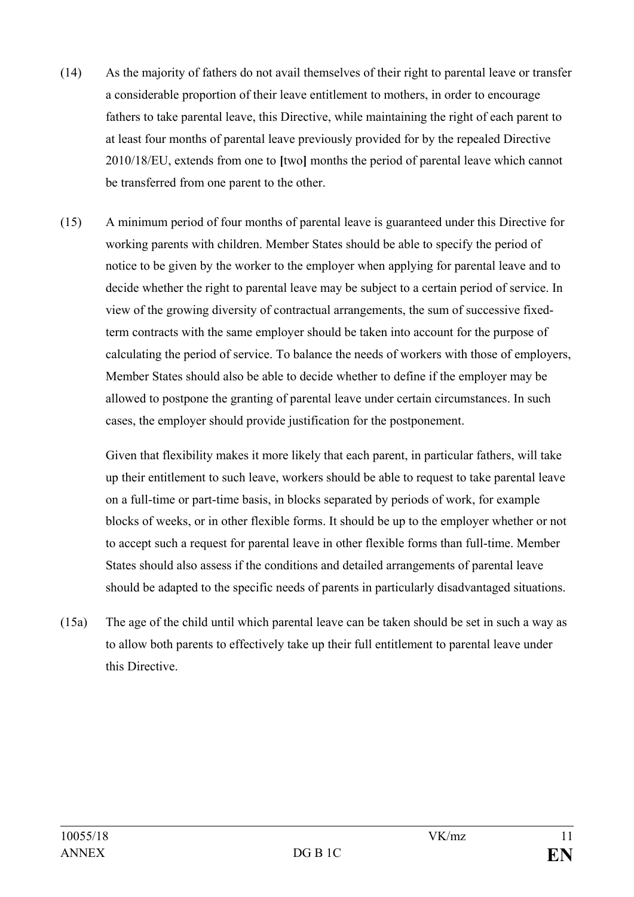(14) As the majority of fathers do not avail themselves of their right to parental leave or transfer a considerable proportion of their leave entitlement to mothers, in order to encourage fathers to take parental leave, this Directive, while maintaining the right of each parent to at least four months of parental leave previously provided for by the repealed Directive 2010/18/EU, extends from one to **[**two**]** months the period of parental leave which cannot be transferred from one parent to the other.

(15) A minimum period of four months of parental leave is guaranteed under this Directive for working parents with children. Member States should be able to specify the period of notice to be given by the worker to the employer when applying for parental leave and to decide whether the right to parental leave may be subject to a certain period of service. In view of the growing diversity of contractual arrangements, the sum of successive fixed-term contracts with the same employer should be taken into account for the purpose of calculating the period of service. To balance the needs of workers with those of employers, Member States should also be able to decide whether to define if the employer may be allowed to postpone the granting of parental leave under certain circumstances. In such cases, the employer should provide justification for the postponement.

Given that flexibility makes it more likely that each parent, in particular fathers, will take up their entitlement to such leave, workers should be able to request to take parental leave on a full-time or part-time basis, in blocks separated by periods of work, for example blocks of weeks, or in other flexible forms. It should be up to the employer whether or not to accept such a request for parental leave in other flexible forms than full-time. Member States should also assess if the conditions and detailed arrangements of parental leave should be adapted to the specific needs of parents in particularly disadvantaged situations.

(15a) The age of the child until which parental leave can be taken should be set in such a way as to allow both parents to effectively take up their full entitlement to parental leave under this Directive.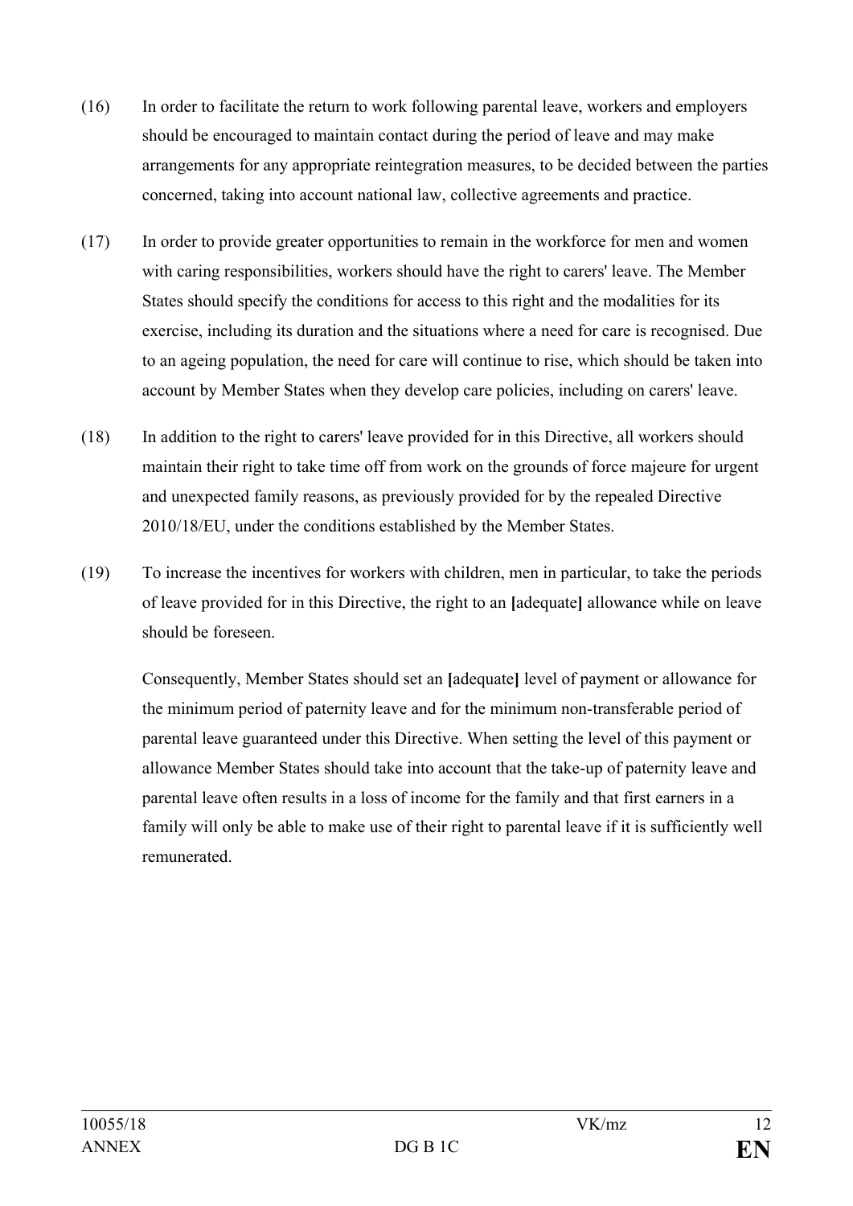(16) In order to facilitate the return to work following parental leave, workers and employers should be encouraged to maintain contact during the period of leave and may make arrangements for any appropriate reintegration measures, to be decided between the parties concerned, taking into account national law, collective agreements and practice.

(17) In order to provide greater opportunities to remain in the workforce for men and women with caring responsibilities, workers should have the right to carers' leave. The Member States should specify the conditions for access to this right and the modalities for its exercise, including its duration and the situations where a need for care is recognised. Due to an ageing population, the need for care will continue to rise, which should be taken into account by Member States when they develop care policies, including on carers' leave.

(18) In addition to the right to carers' leave provided for in this Directive, all workers should maintain their right to take time off from work on the grounds of force majeure for urgent and unexpected family reasons, as previously provided for by the repealed Directive 2010/18/EU, under the conditions established by the Member States.

(19) To increase the incentives for workers with children, men in particular, to take the periods of leave provided for in this Directive, the right to an **[**adequate**]** allowance while on leave should be foreseen.

Consequently, Member States should set an **[**adequate**]** level of payment or allowance for the minimum period of paternity leave and for the minimum non-transferable period of parental leave guaranteed under this Directive. When setting the level of this payment or allowance Member States should take into account that the take-up of paternity leave and parental leave often results in a loss of income for the family and that first earners in a family will only be able to make use of their right to parental leave if it is sufficiently well remunerated.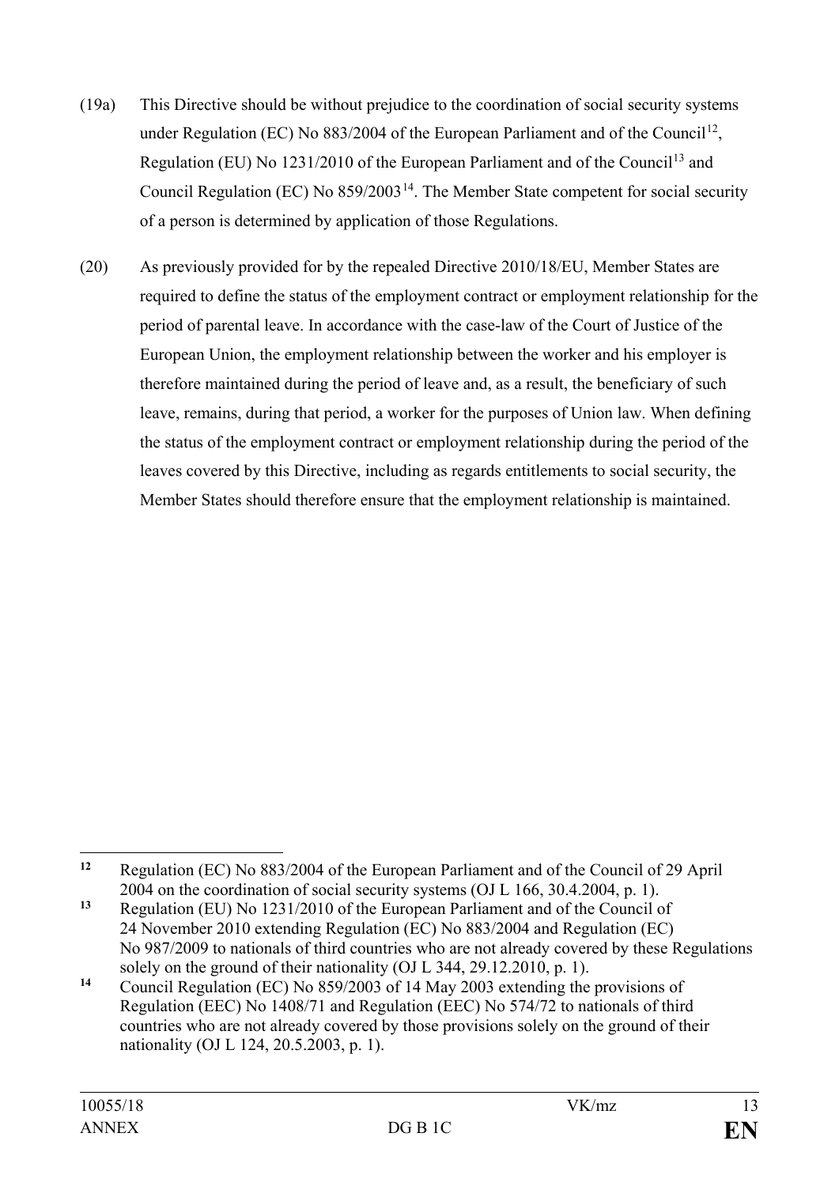(19a) This Directive should be without prejudice to the coordination of social security systems under Regulation (EC) No 883/2004 of the European Parliament and of the Council[12], Regulation (EU) No 1231/2010 of the European Parliament and of the Council[13] and Council Regulation (EC) No 859/2003[14]. The Member State competent for social security of a person is determined by application of those Regulations.

(20) As previously provided for by the repealed Directive 2010/18/EU, Member States are required to define the status of the employment contract or employment relationship for the period of parental leave. In accordance with the case-law of the Court of Justice of the European Union, the employment relationship between the worker and his employer is therefore maintained during the period of leave and, as a result, the beneficiary of such leave, remains, during that period, a worker for the purposes of Union law. When defining the status of the employment contract or employment relationship during the period of the leaves covered by this Directive, including as regards entitlements to social security, the Member States should therefore ensure that the employment relationship is maintained.

---

[12] Regulation (EC) No 883/2004 of the European Parliament and of the Council of 29 April 2004 on the coordination of social security systems (OJ L 166, 30.4.2004, p. 1).

[13] Regulation (EU) No 1231/2010 of the European Parliament and of the Council of 24 November 2010 extending Regulation (EC) No 883/2004 and Regulation (EC) No 987/2009 to nationals of third countries who are not already covered by these Regulations solely on the ground of their nationality (OJ L 344, 29.12.2010, p. 1).

[14] Council Regulation (EC) No 859/2003 of 14 May 2003 extending the provisions of Regulation (EEC) No 1408/71 and Regulation (EEC) No 574/72 to nationals of third countries who are not already covered by those provisions solely on the ground of their nationality (OJ L 124, 20.5.2003, p. 1).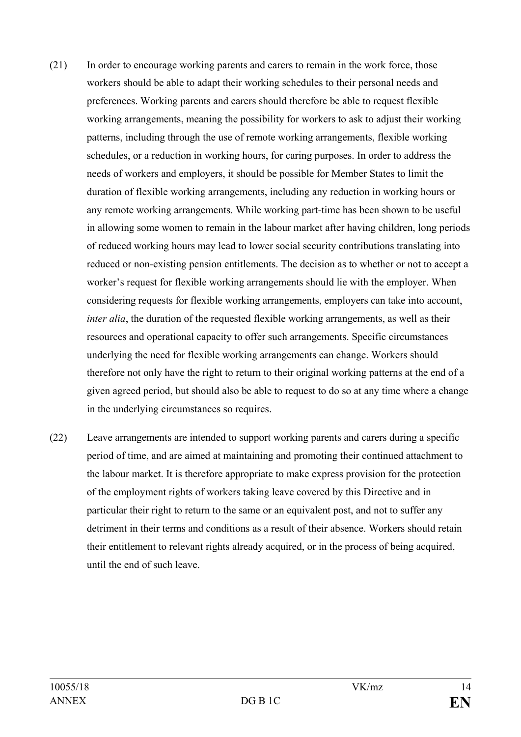(21) In order to encourage working parents and carers to remain in the work force, those workers should be able to adapt their working schedules to their personal needs and preferences. Working parents and carers should therefore be able to request flexible working arrangements, meaning the possibility for workers to ask to adjust their working patterns, including through the use of remote working arrangements, flexible working schedules, or a reduction in working hours, for caring purposes. In order to address the needs of workers and employers, it should be possible for Member States to limit the duration of flexible working arrangements, including any reduction in working hours or any remote working arrangements. While working part-time has been shown to be useful in allowing some women to remain in the labour market after having children, long periods of reduced working hours may lead to lower social security contributions translating into reduced or non-existing pension entitlements. The decision as to whether or not to accept a worker's request for flexible working arrangements should lie with the employer. When considering requests for flexible working arrangements, employers can take into account, *inter alia*, the duration of the requested flexible working arrangements, as well as their resources and operational capacity to offer such arrangements. Specific circumstances underlying the need for flexible working arrangements can change. Workers should therefore not only have the right to return to their original working patterns at the end of a given agreed period, but should also be able to request to do so at any time where a change in the underlying circumstances so requires.

(22) Leave arrangements are intended to support working parents and carers during a specific period of time, and are aimed at maintaining and promoting their continued attachment to the labour market. It is therefore appropriate to make express provision for the protection of the employment rights of workers taking leave covered by this Directive and in particular their right to return to the same or an equivalent post, and not to suffer any detriment in their terms and conditions as a result of their absence. Workers should retain their entitlement to relevant rights already acquired, or in the process of being acquired, until the end of such leave.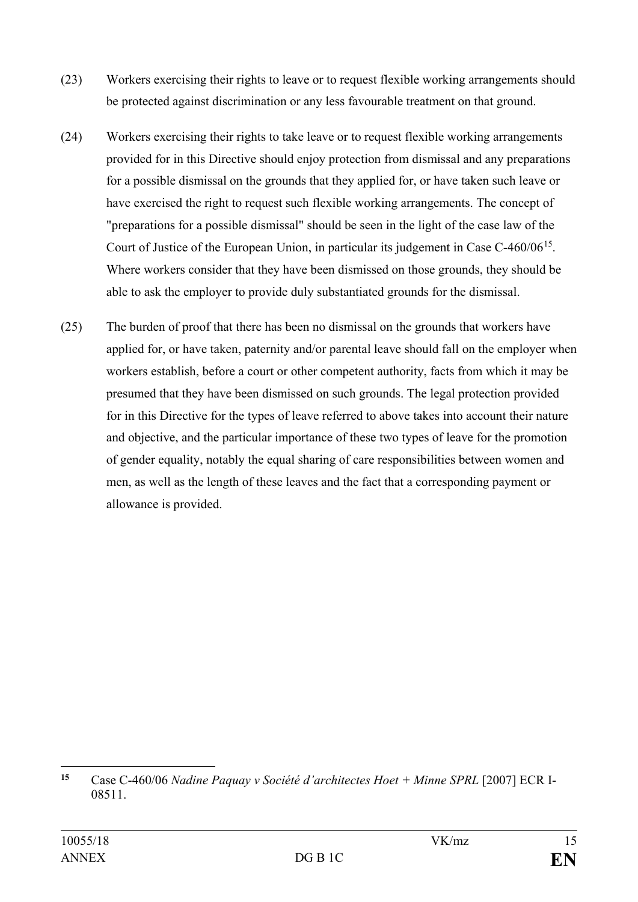(23) Workers exercising their rights to leave or to request flexible working arrangements should be protected against discrimination or any less favourable treatment on that ground.

(24) Workers exercising their rights to take leave or to request flexible working arrangements provided for in this Directive should enjoy protection from dismissal and any preparations for a possible dismissal on the grounds that they applied for, or have taken such leave or have exercised the right to request such flexible working arrangements. The concept of "preparations for a possible dismissal" should be seen in the light of the case law of the Court of Justice of the European Union, in particular its judgement in Case C-460/06[15]. Where workers consider that they have been dismissed on those grounds, they should be able to ask the employer to provide duly substantiated grounds for the dismissal.

(25) The burden of proof that there has been no dismissal on the grounds that workers have applied for, or have taken, paternity and/or parental leave should fall on the employer when workers establish, before a court or other competent authority, facts from which it may be presumed that they have been dismissed on such grounds. The legal protection provided for in this Directive for the types of leave referred to above takes into account their nature and objective, and the particular importance of these two types of leave for the promotion of gender equality, notably the equal sharing of care responsibilities between women and men, as well as the length of these leaves and the fact that a corresponding payment or allowance is provided.

---

[15] Case C-460/06 *Nadine Paquay v Société d'architectes Hoet + Minne SPRL* [2007] ECR I-08511.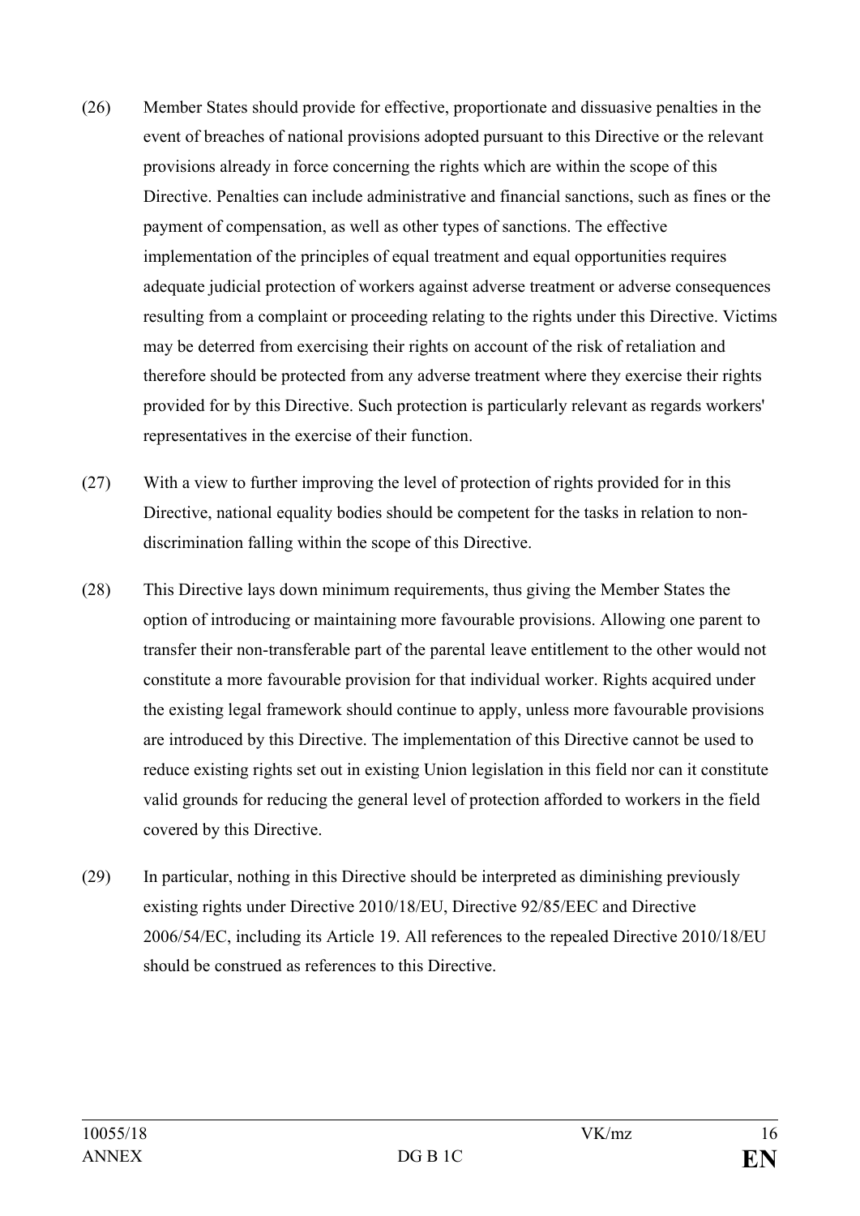(26) Member States should provide for effective, proportionate and dissuasive penalties in the event of breaches of national provisions adopted pursuant to this Directive or the relevant provisions already in force concerning the rights which are within the scope of this Directive. Penalties can include administrative and financial sanctions, such as fines or the payment of compensation, as well as other types of sanctions. The effective implementation of the principles of equal treatment and equal opportunities requires adequate judicial protection of workers against adverse treatment or adverse consequences resulting from a complaint or proceeding relating to the rights under this Directive. Victims may be deterred from exercising their rights on account of the risk of retaliation and therefore should be protected from any adverse treatment where they exercise their rights provided for by this Directive. Such protection is particularly relevant as regards workers' representatives in the exercise of their function.

(27) With a view to further improving the level of protection of rights provided for in this Directive, national equality bodies should be competent for the tasks in relation to non-discrimination falling within the scope of this Directive.

(28) This Directive lays down minimum requirements, thus giving the Member States the option of introducing or maintaining more favourable provisions. Allowing one parent to transfer their non-transferable part of the parental leave entitlement to the other would not constitute a more favourable provision for that individual worker. Rights acquired under the existing legal framework should continue to apply, unless more favourable provisions are introduced by this Directive. The implementation of this Directive cannot be used to reduce existing rights set out in existing Union legislation in this field nor can it constitute valid grounds for reducing the general level of protection afforded to workers in the field covered by this Directive.

(29) In particular, nothing in this Directive should be interpreted as diminishing previously existing rights under Directive 2010/18/EU, Directive 92/85/EEC and Directive 2006/54/EC, including its Article 19. All references to the repealed Directive 2010/18/EU should be construed as references to this Directive.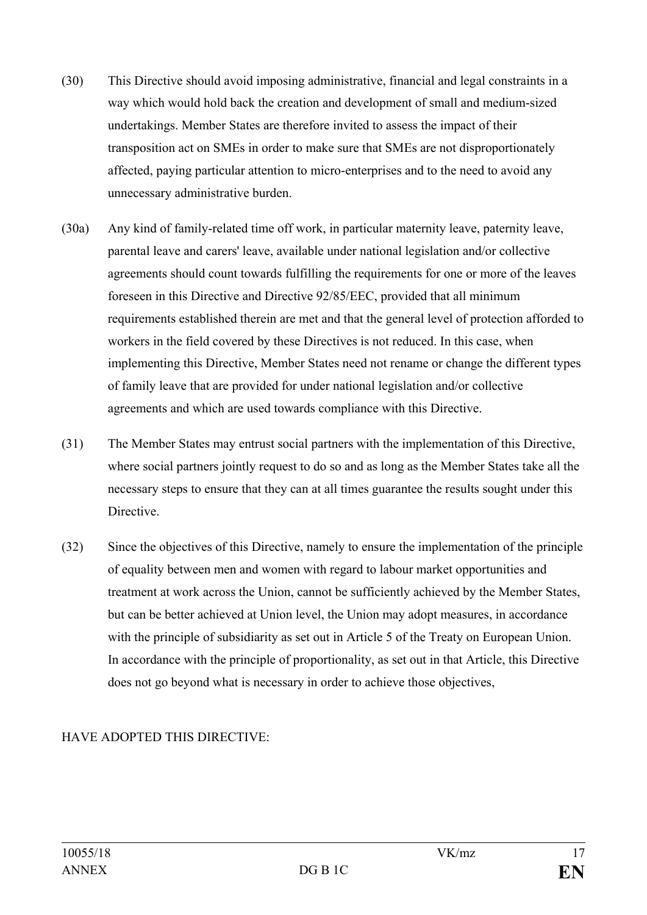(30) This Directive should avoid imposing administrative, financial and legal constraints in a way which would hold back the creation and development of small and medium-sized undertakings. Member States are therefore invited to assess the impact of their transposition act on SMEs in order to make sure that SMEs are not disproportionately affected, paying particular attention to micro-enterprises and to the need to avoid any unnecessary administrative burden.

(30a) Any kind of family-related time off work, in particular maternity leave, paternity leave, parental leave and carers' leave, available under national legislation and/or collective agreements should count towards fulfilling the requirements for one or more of the leaves foreseen in this Directive and Directive 92/85/EEC, provided that all minimum requirements established therein are met and that the general level of protection afforded to workers in the field covered by these Directives is not reduced. In this case, when implementing this Directive, Member States need not rename or change the different types of family leave that are provided for under national legislation and/or collective agreements and which are used towards compliance with this Directive.

(31) The Member States may entrust social partners with the implementation of this Directive, where social partners jointly request to do so and as long as the Member States take all the necessary steps to ensure that they can at all times guarantee the results sought under this Directive.

(32) Since the objectives of this Directive, namely to ensure the implementation of the principle of equality between men and women with regard to labour market opportunities and treatment at work across the Union, cannot be sufficiently achieved by the Member States, but can be better achieved at Union level, the Union may adopt measures, in accordance with the principle of subsidiarity as set out in Article 5 of the Treaty on European Union. In accordance with the principle of proportionality, as set out in that Article, this Directive does not go beyond what is necessary in order to achieve those objectives,

HAVE ADOPTED THIS DIRECTIVE: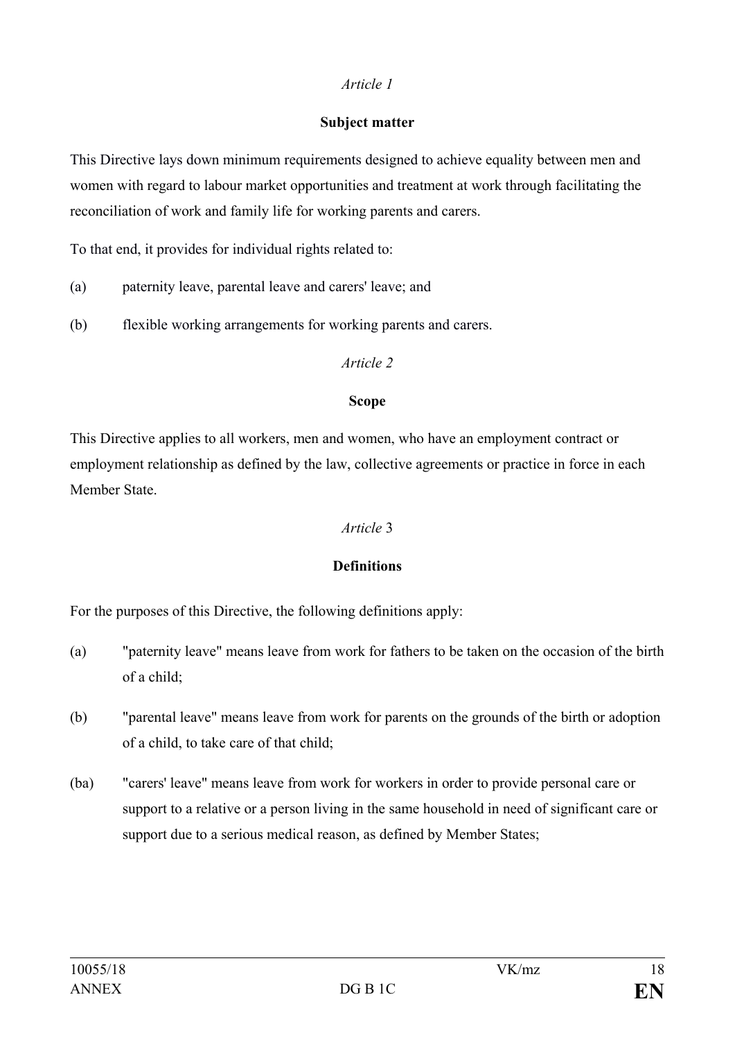*Article 1*

**Subject matter**

This Directive lays down minimum requirements designed to achieve equality between men and women with regard to labour market opportunities and treatment at work through facilitating the reconciliation of work and family life for working parents and carers.

To that end, it provides for individual rights related to:

(a) paternity leave, parental leave and carers' leave; and

(b) flexible working arrangements for working parents and carers.

*Article 2*

**Scope**

This Directive applies to all workers, men and women, who have an employment contract or employment relationship as defined by the law, collective agreements or practice in force in each Member State.

*Article* 3

**Definitions**

For the purposes of this Directive, the following definitions apply:

(a) "paternity leave" means leave from work for fathers to be taken on the occasion of the birth of a child;

(b) "parental leave" means leave from work for parents on the grounds of the birth or adoption of a child, to take care of that child;

(ba) "carers' leave" means leave from work for workers in order to provide personal care or support to a relative or a person living in the same household in need of significant care or support due to a serious medical reason, as defined by Member States;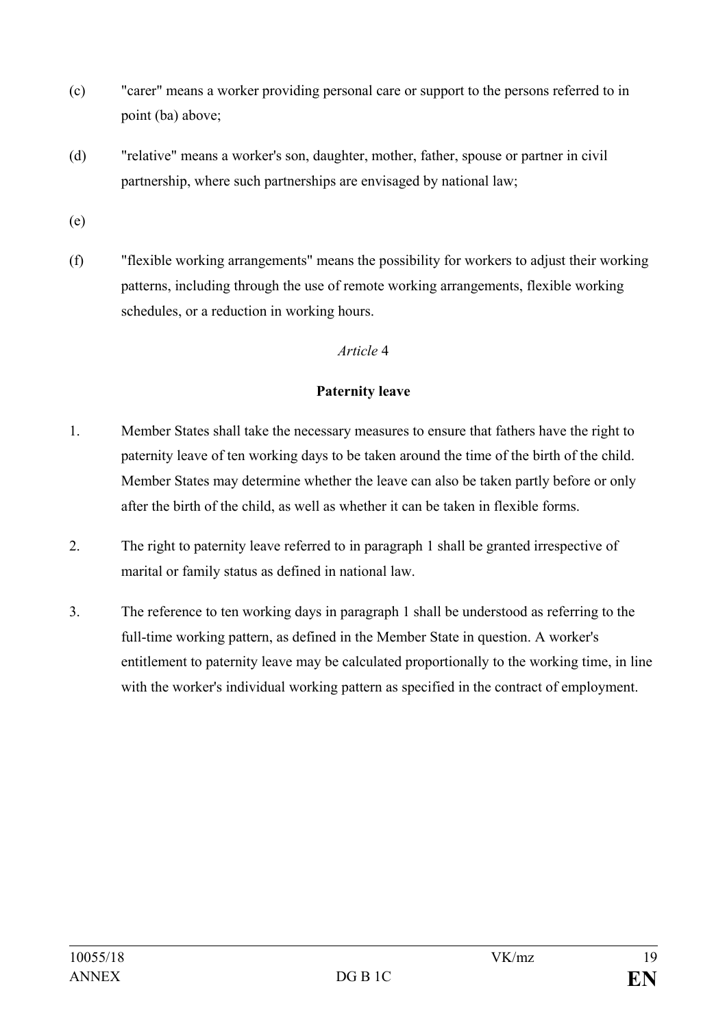(c) "carer" means a worker providing personal care or support to the persons referred to in point (ba) above;

(d) "relative" means a worker's son, daughter, mother, father, spouse or partner in civil partnership, where such partnerships are envisaged by national law;

(e)

(f) "flexible working arrangements" means the possibility for workers to adjust their working patterns, including through the use of remote working arrangements, flexible working schedules, or a reduction in working hours.

*Article* 4

**Paternity leave**

1. Member States shall take the necessary measures to ensure that fathers have the right to paternity leave of ten working days to be taken around the time of the birth of the child. Member States may determine whether the leave can also be taken partly before or only after the birth of the child, as well as whether it can be taken in flexible forms.

2. The right to paternity leave referred to in paragraph 1 shall be granted irrespective of marital or family status as defined in national law.

3. The reference to ten working days in paragraph 1 shall be understood as referring to the full-time working pattern, as defined in the Member State in question. A worker's entitlement to paternity leave may be calculated proportionally to the working time, in line with the worker's individual working pattern as specified in the contract of employment.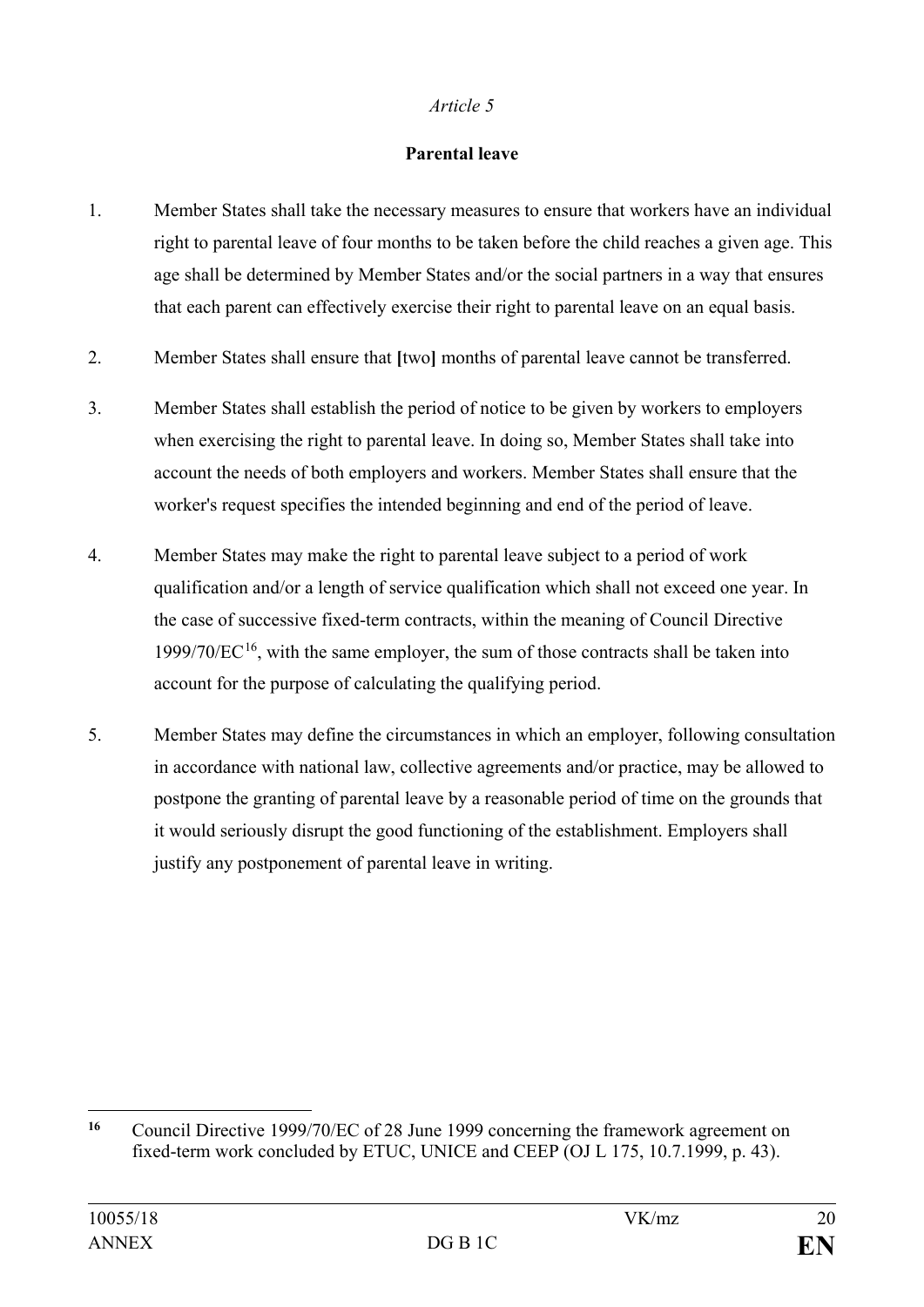*Article 5*

**Parental leave**

1. Member States shall take the necessary measures to ensure that workers have an individual right to parental leave of four months to be taken before the child reaches a given age. This age shall be determined by Member States and/or the social partners in a way that ensures that each parent can effectively exercise their right to parental leave on an equal basis.

2. Member States shall ensure that **[**two**]** months of parental leave cannot be transferred.

3. Member States shall establish the period of notice to be given by workers to employers when exercising the right to parental leave. In doing so, Member States shall take into account the needs of both employers and workers. Member States shall ensure that the worker's request specifies the intended beginning and end of the period of leave.

4. Member States may make the right to parental leave subject to a period of work qualification and/or a length of service qualification which shall not exceed one year. In the case of successive fixed-term contracts, within the meaning of Council Directive 1999/70/EC[16], with the same employer, the sum of those contracts shall be taken into account for the purpose of calculating the qualifying period.

5. Member States may define the circumstances in which an employer, following consultation in accordance with national law, collective agreements and/or practice, may be allowed to postpone the granting of parental leave by a reasonable period of time on the grounds that it would seriously disrupt the good functioning of the establishment. Employers shall justify any postponement of parental leave in writing.

---

[16] Council Directive 1999/70/EC of 28 June 1999 concerning the framework agreement on fixed-term work concluded by ETUC, UNICE and CEEP (OJ L 175, 10.7.1999, p. 43).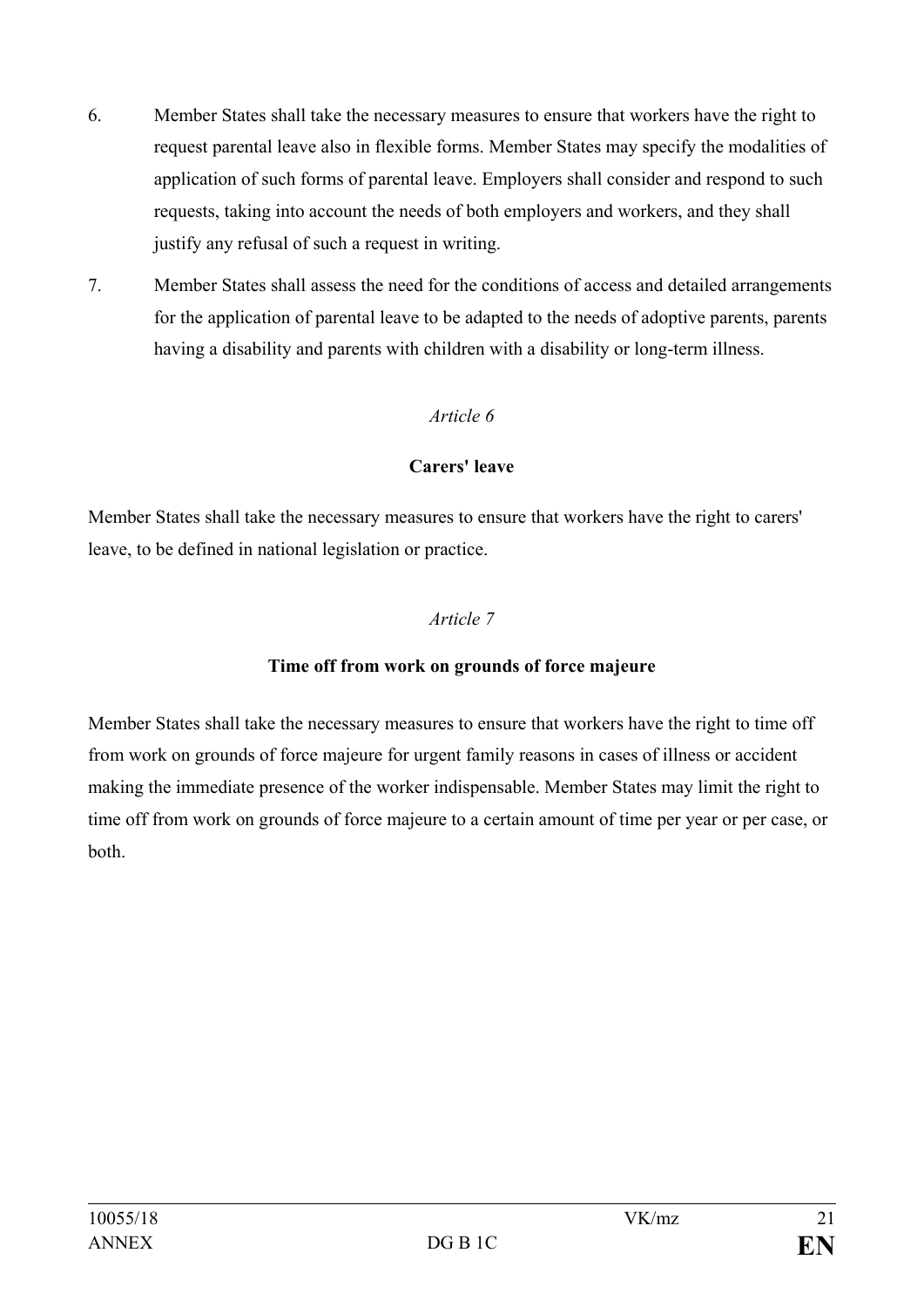6. Member States shall take the necessary measures to ensure that workers have the right to request parental leave also in flexible forms. Member States may specify the modalities of application of such forms of parental leave. Employers shall consider and respond to such requests, taking into account the needs of both employers and workers, and they shall justify any refusal of such a request in writing.

7. Member States shall assess the need for the conditions of access and detailed arrangements for the application of parental leave to be adapted to the needs of adoptive parents, parents having a disability and parents with children with a disability or long-term illness.

*Article 6*

**Carers' leave**

Member States shall take the necessary measures to ensure that workers have the right to carers' leave, to be defined in national legislation or practice.

*Article 7*

**Time off from work on grounds of force majeure**

Member States shall take the necessary measures to ensure that workers have the right to time off from work on grounds of force majeure for urgent family reasons in cases of illness or accident making the immediate presence of the worker indispensable. Member States may limit the right to time off from work on grounds of force majeure to a certain amount of time per year or per case, or both.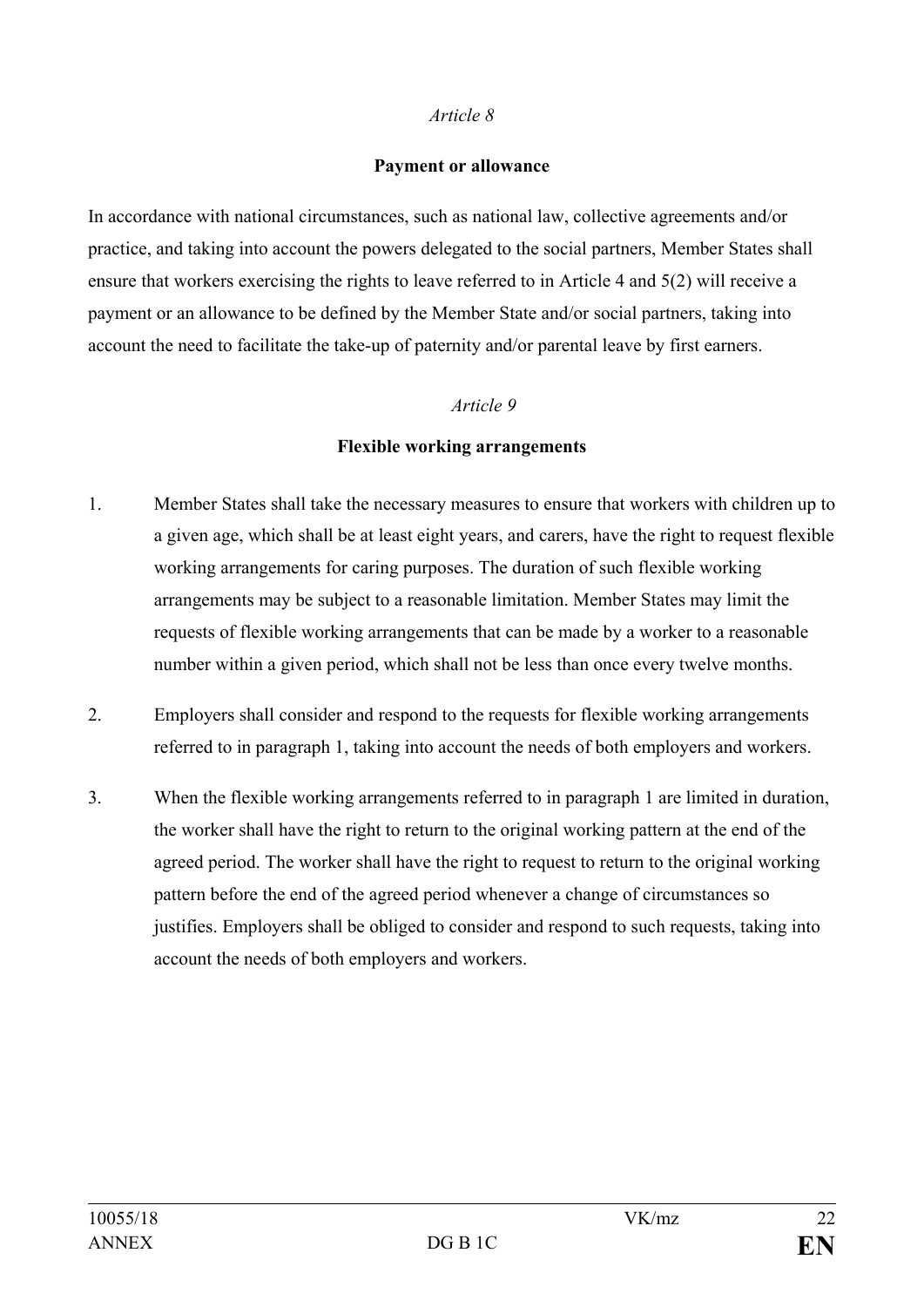*Article 8*

**Payment or allowance**

In accordance with national circumstances, such as national law, collective agreements and/or practice, and taking into account the powers delegated to the social partners, Member States shall ensure that workers exercising the rights to leave referred to in Article 4 and 5(2) will receive a payment or an allowance to be defined by the Member State and/or social partners, taking into account the need to facilitate the take-up of paternity and/or parental leave by first earners.

*Article 9*

**Flexible working arrangements**

1. Member States shall take the necessary measures to ensure that workers with children up to a given age, which shall be at least eight years, and carers, have the right to request flexible working arrangements for caring purposes. The duration of such flexible working arrangements may be subject to a reasonable limitation. Member States may limit the requests of flexible working arrangements that can be made by a worker to a reasonable number within a given period, which shall not be less than once every twelve months.

2. Employers shall consider and respond to the requests for flexible working arrangements referred to in paragraph 1, taking into account the needs of both employers and workers.

3. When the flexible working arrangements referred to in paragraph 1 are limited in duration, the worker shall have the right to return to the original working pattern at the end of the agreed period. The worker shall have the right to request to return to the original working pattern before the end of the agreed period whenever a change of circumstances so justifies. Employers shall be obliged to consider and respond to such requests, taking into account the needs of both employers and workers.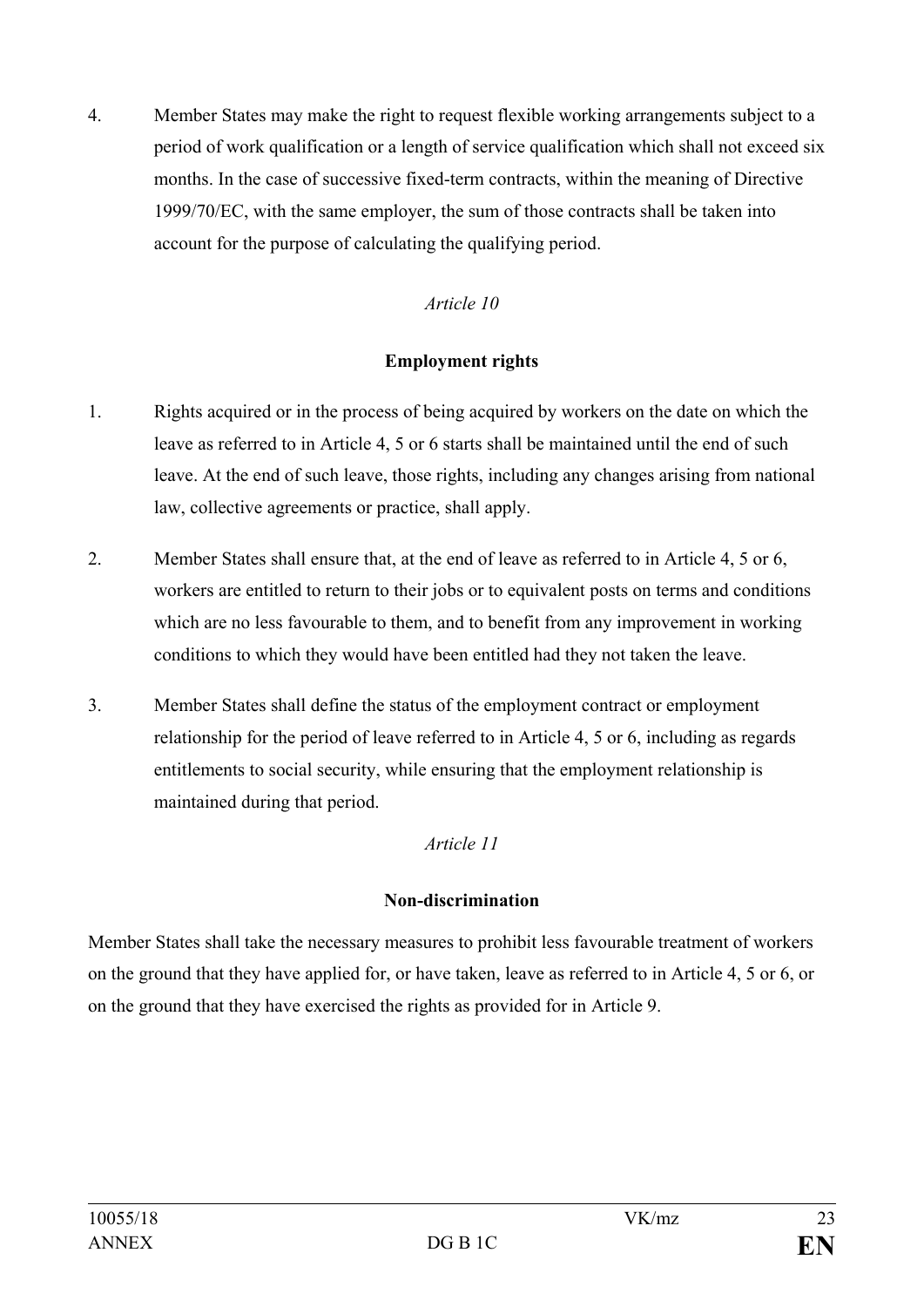4. Member States may make the right to request flexible working arrangements subject to a period of work qualification or a length of service qualification which shall not exceed six months. In the case of successive fixed-term contracts, within the meaning of Directive 1999/70/EC, with the same employer, the sum of those contracts shall be taken into account for the purpose of calculating the qualifying period.

*Article 10*

**Employment rights**

1. Rights acquired or in the process of being acquired by workers on the date on which the leave as referred to in Article 4, 5 or 6 starts shall be maintained until the end of such leave. At the end of such leave, those rights, including any changes arising from national law, collective agreements or practice, shall apply.

2. Member States shall ensure that, at the end of leave as referred to in Article 4, 5 or 6, workers are entitled to return to their jobs or to equivalent posts on terms and conditions which are no less favourable to them, and to benefit from any improvement in working conditions to which they would have been entitled had they not taken the leave.

3. Member States shall define the status of the employment contract or employment relationship for the period of leave referred to in Article 4, 5 or 6, including as regards entitlements to social security, while ensuring that the employment relationship is maintained during that period.

*Article 11*

**Non-discrimination**

Member States shall take the necessary measures to prohibit less favourable treatment of workers on the ground that they have applied for, or have taken, leave as referred to in Article 4, 5 or 6, or on the ground that they have exercised the rights as provided for in Article 9.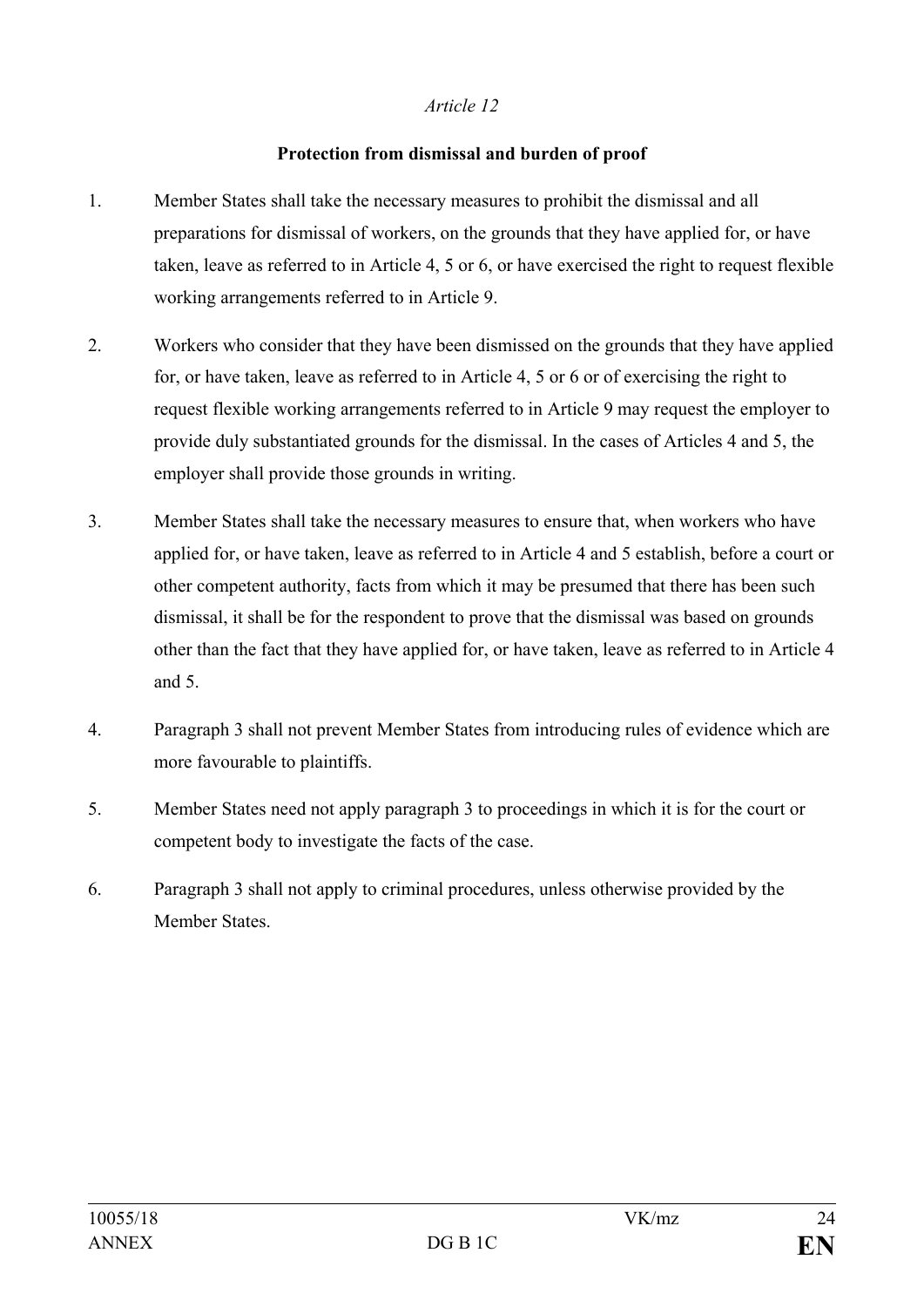*Article 12*

**Protection from dismissal and burden of proof**

1. Member States shall take the necessary measures to prohibit the dismissal and all preparations for dismissal of workers, on the grounds that they have applied for, or have taken, leave as referred to in Article 4, 5 or 6, or have exercised the right to request flexible working arrangements referred to in Article 9.

2. Workers who consider that they have been dismissed on the grounds that they have applied for, or have taken, leave as referred to in Article 4, 5 or 6 or of exercising the right to request flexible working arrangements referred to in Article 9 may request the employer to provide duly substantiated grounds for the dismissal. In the cases of Articles 4 and 5, the employer shall provide those grounds in writing.

3. Member States shall take the necessary measures to ensure that, when workers who have applied for, or have taken, leave as referred to in Article 4 and 5 establish, before a court or other competent authority, facts from which it may be presumed that there has been such dismissal, it shall be for the respondent to prove that the dismissal was based on grounds other than the fact that they have applied for, or have taken, leave as referred to in Article 4 and 5.

4. Paragraph 3 shall not prevent Member States from introducing rules of evidence which are more favourable to plaintiffs.

5. Member States need not apply paragraph 3 to proceedings in which it is for the court or competent body to investigate the facts of the case.

6. Paragraph 3 shall not apply to criminal procedures, unless otherwise provided by the Member States.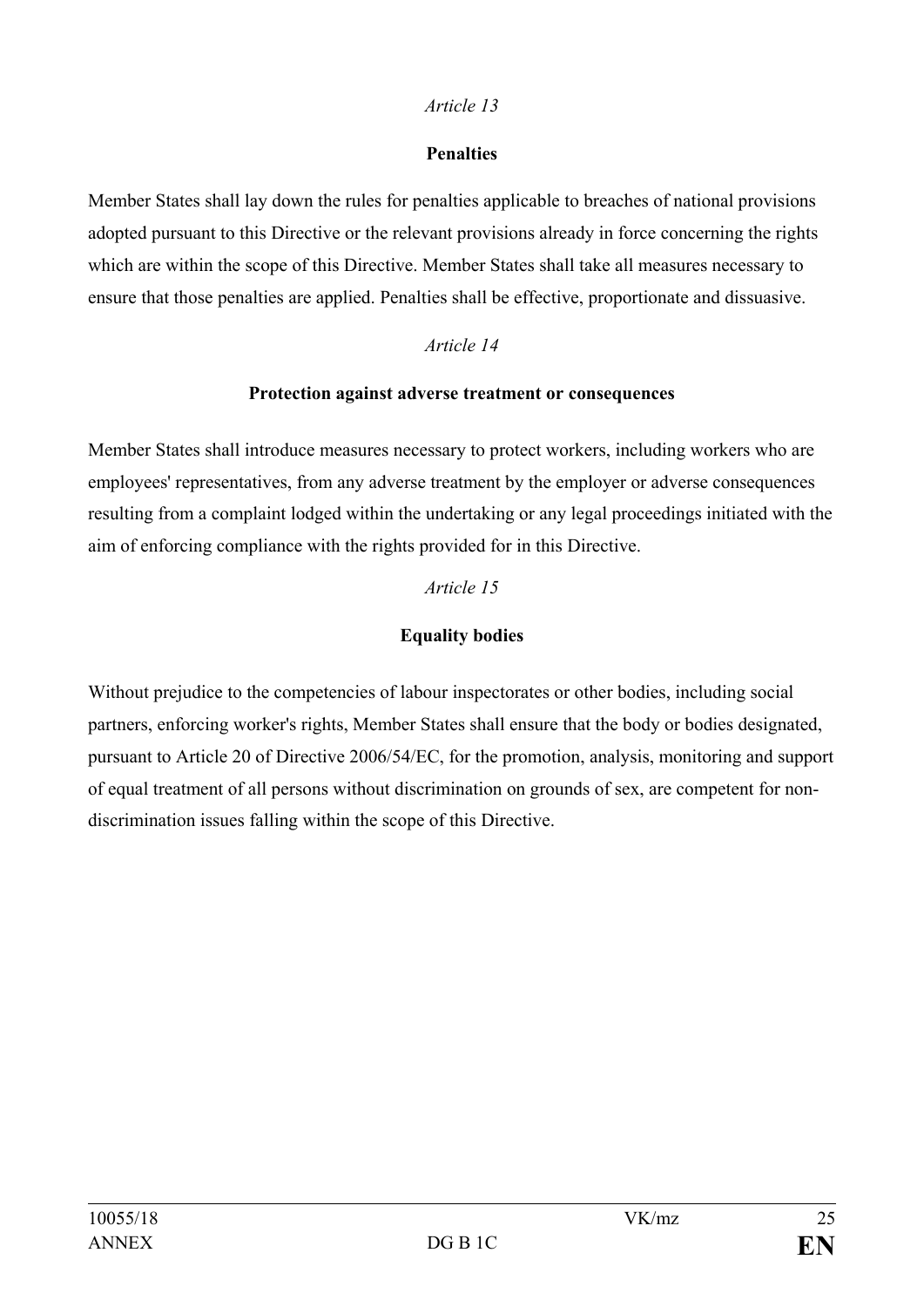*Article 13*

**Penalties**

Member States shall lay down the rules for penalties applicable to breaches of national provisions adopted pursuant to this Directive or the relevant provisions already in force concerning the rights which are within the scope of this Directive. Member States shall take all measures necessary to ensure that those penalties are applied. Penalties shall be effective, proportionate and dissuasive.

*Article 14*

**Protection against adverse treatment or consequences**

Member States shall introduce measures necessary to protect workers, including workers who are employees' representatives, from any adverse treatment by the employer or adverse consequences resulting from a complaint lodged within the undertaking or any legal proceedings initiated with the aim of enforcing compliance with the rights provided for in this Directive.

*Article 15*

**Equality bodies**

Without prejudice to the competencies of labour inspectorates or other bodies, including social partners, enforcing worker's rights, Member States shall ensure that the body or bodies designated, pursuant to Article 20 of Directive 2006/54/EC, for the promotion, analysis, monitoring and support of equal treatment of all persons without discrimination on grounds of sex, are competent for non-discrimination issues falling within the scope of this Directive.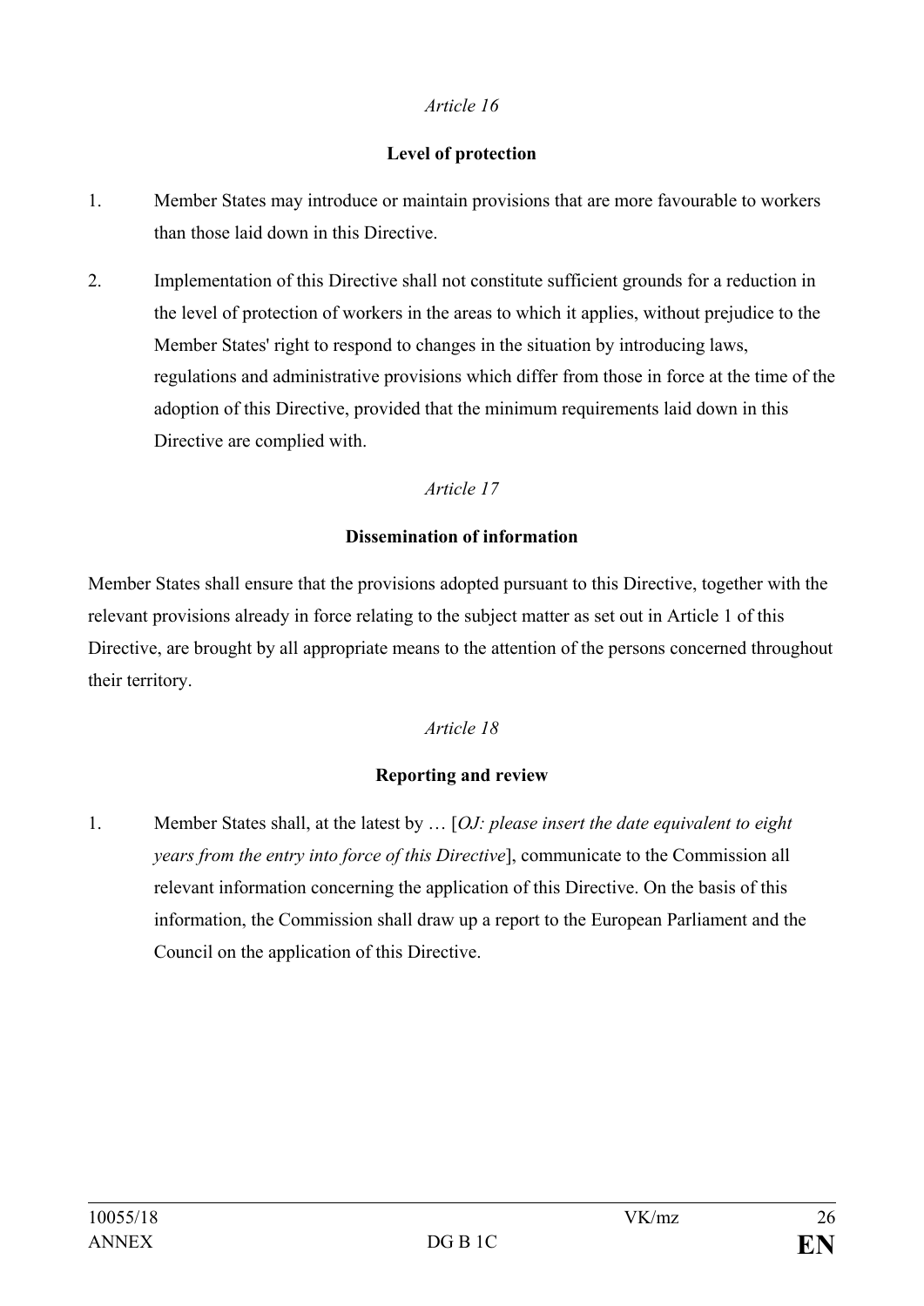*Article 16*

**Level of protection**

1. Member States may introduce or maintain provisions that are more favourable to workers than those laid down in this Directive.

2. Implementation of this Directive shall not constitute sufficient grounds for a reduction in the level of protection of workers in the areas to which it applies, without prejudice to the Member States' right to respond to changes in the situation by introducing laws, regulations and administrative provisions which differ from those in force at the time of the adoption of this Directive, provided that the minimum requirements laid down in this Directive are complied with.

*Article 17*

**Dissemination of information**

Member States shall ensure that the provisions adopted pursuant to this Directive, together with the relevant provisions already in force relating to the subject matter as set out in Article 1 of this Directive, are brought by all appropriate means to the attention of the persons concerned throughout their territory.

*Article 18*

**Reporting and review**

1. Member States shall, at the latest by … [*OJ: please insert the date equivalent to eight years from the entry into force of this Directive*], communicate to the Commission all relevant information concerning the application of this Directive. On the basis of this information, the Commission shall draw up a report to the European Parliament and the Council on the application of this Directive.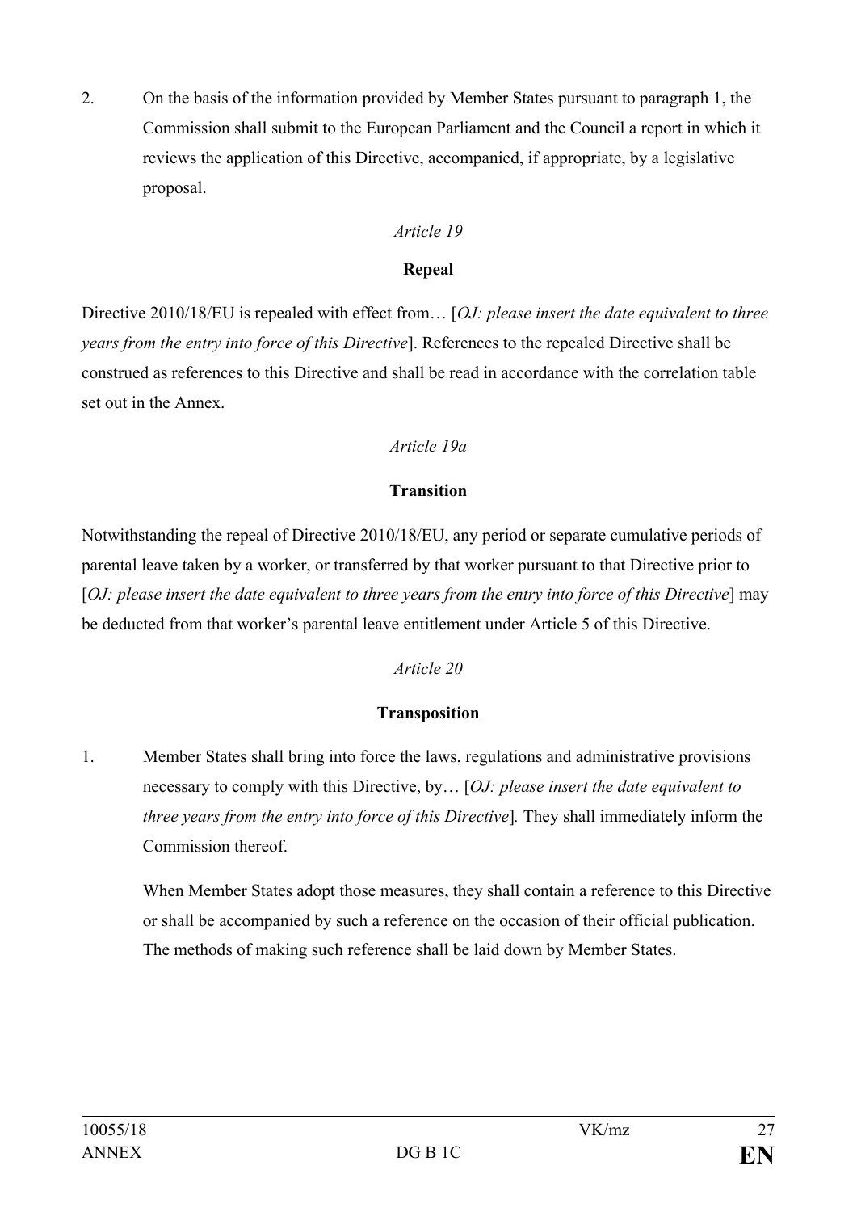2. On the basis of the information provided by Member States pursuant to paragraph 1, the Commission shall submit to the European Parliament and the Council a report in which it reviews the application of this Directive, accompanied, if appropriate, by a legislative proposal.

*Article 19*

**Repeal**

Directive 2010/18/EU is repealed with effect from… [*OJ: please insert the date equivalent to three years from the entry into force of this Directive*]. References to the repealed Directive shall be construed as references to this Directive and shall be read in accordance with the correlation table set out in the Annex.

*Article 19a*

**Transition**

Notwithstanding the repeal of Directive 2010/18/EU, any period or separate cumulative periods of parental leave taken by a worker, or transferred by that worker pursuant to that Directive prior to [*OJ: please insert the date equivalent to three years from the entry into force of this Directive*] may be deducted from that worker's parental leave entitlement under Article 5 of this Directive.

*Article 20*

**Transposition**

1. Member States shall bring into force the laws, regulations and administrative provisions necessary to comply with this Directive, by… [*OJ: please insert the date equivalent to three years from the entry into force of this Directive*]. They shall immediately inform the Commission thereof.

   When Member States adopt those measures, they shall contain a reference to this Directive or shall be accompanied by such a reference on the occasion of their official publication. The methods of making such reference shall be laid down by Member States.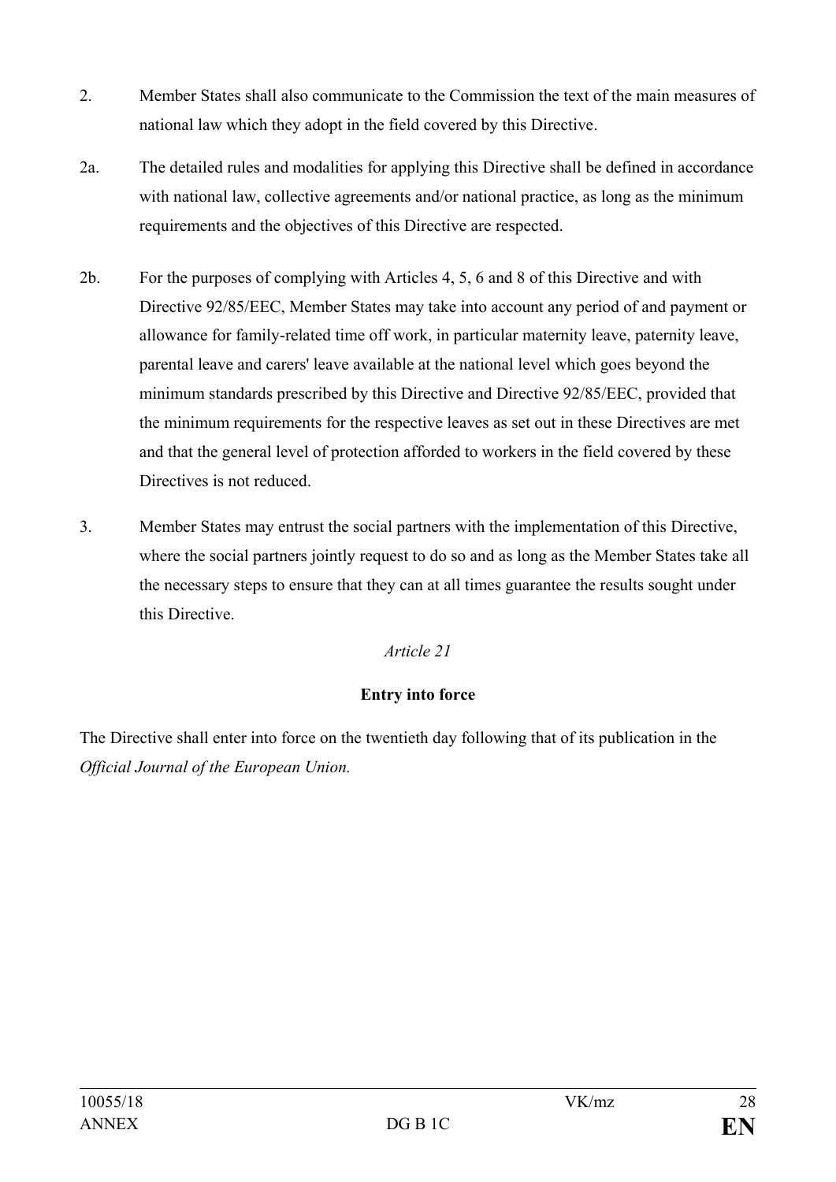2. Member States shall also communicate to the Commission the text of the main measures of national law which they adopt in the field covered by this Directive.

2a. The detailed rules and modalities for applying this Directive shall be defined in accordance with national law, collective agreements and/or national practice, as long as the minimum requirements and the objectives of this Directive are respected.

2b. For the purposes of complying with Articles 4, 5, 6 and 8 of this Directive and with Directive 92/85/EEC, Member States may take into account any period of and payment or allowance for family-related time off work, in particular maternity leave, paternity leave, parental leave and carers' leave available at the national level which goes beyond the minimum standards prescribed by this Directive and Directive 92/85/EEC, provided that the minimum requirements for the respective leaves as set out in these Directives are met and that the general level of protection afforded to workers in the field covered by these Directives is not reduced.

3. Member States may entrust the social partners with the implementation of this Directive, where the social partners jointly request to do so and as long as the Member States take all the necessary steps to ensure that they can at all times guarantee the results sought under this Directive.

*Article 21*

**Entry into force**

The Directive shall enter into force on the twentieth day following that of its publication in the *Official Journal of the European Union.*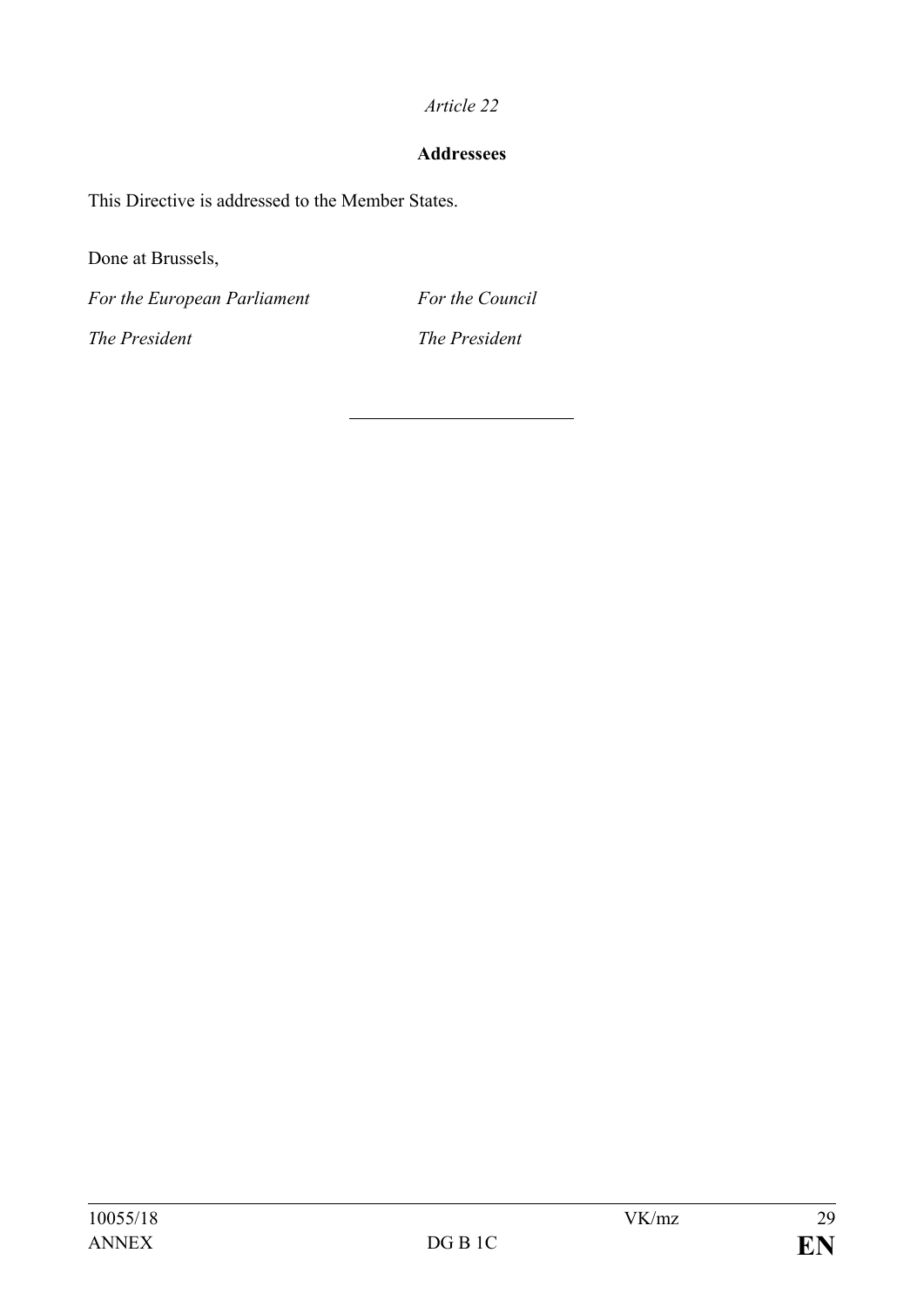*Article 22*

**Addressees**

This Directive is addressed to the Member States.

Done at Brussels,

| | |
|---|---|
| *For the European Parliament* | *For the Council* |
| *The President* | *The President* |

---